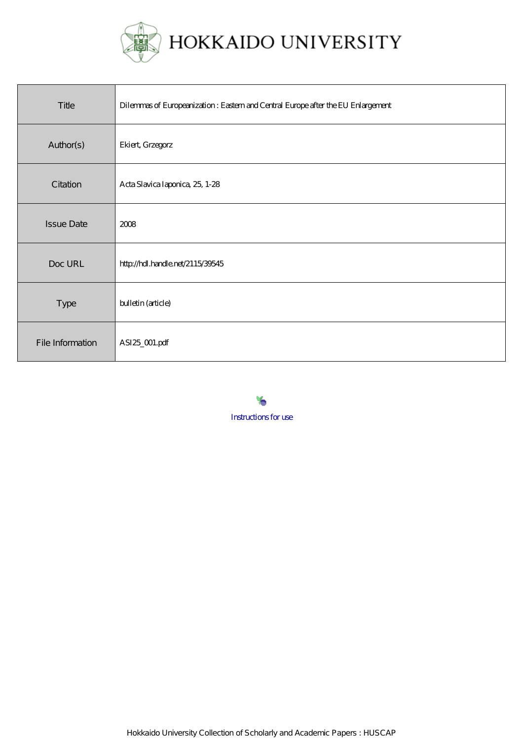# HOKKAIDO UNIVERSITY

| Title | Dilemmas of Europeanization : Eastern and Central Europe after the EU Enlargement |
|---|---|
| Author(s) | Ekiert, Grzegorz |
| Citation | Acta Slavica Iaponica, 25, 1-28 |
| Issue Date | 2008 |
| Doc URL | http://hdl.handle.net/2115/39545 |
| Type | bulletin (article) |
| File Information | ASI25_001.pdf |

Instructions for use

Hokkaido University Collection of Scholarly and Academic Papers : HUSCAP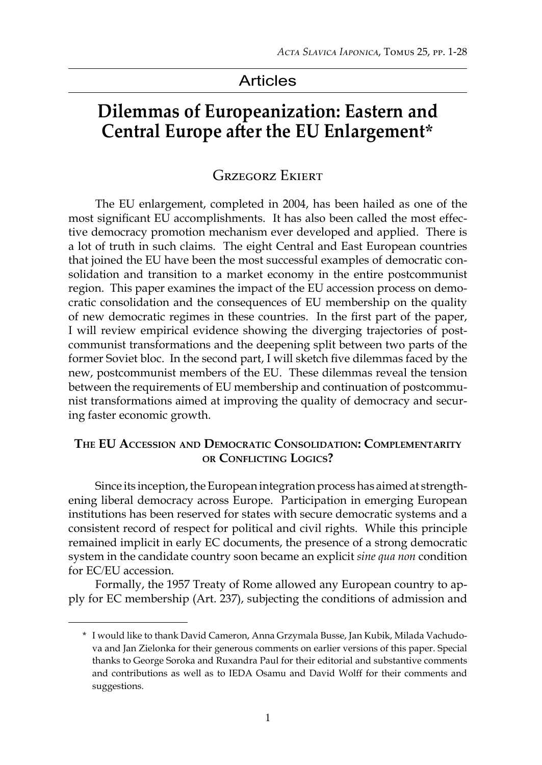# Dilemmas of Europeanization: Eastern and Central Europe after the EU Enlargement*

## Grzegorz Ekiert

The EU enlargement, completed in 2004, has been hailed as one of the most significant EU accomplishments. It has also been called the most effective democracy promotion mechanism ever developed and applied. There is a lot of truth in such claims. The eight Central and East European countries that joined the EU have been the most successful examples of democratic consolidation and transition to a market economy in the entire postcommunist region. This paper examines the impact of the EU accession process on democratic consolidation and the consequences of EU membership on the quality of new democratic regimes in these countries. In the first part of the paper, I will review empirical evidence showing the diverging trajectories of postcommunist transformations and the deepening split between two parts of the former Soviet bloc. In the second part, I will sketch five dilemmas faced by the new, postcommunist members of the EU. These dilemmas reveal the tension between the requirements of EU membership and continuation of postcommunist transformations aimed at improving the quality of democracy and securing faster economic growth.

### The EU Accession and Democratic Consolidation: Complementarity or Conflicting Logics?

Since its inception, the European integration process has aimed at strengthening liberal democracy across Europe. Participation in emerging European institutions has been reserved for states with secure democratic systems and a consistent record of respect for political and civil rights. While this principle remained implicit in early EC documents, the presence of a strong democratic system in the candidate country soon became an explicit *sine qua non* condition for EC/EU accession.

Formally, the 1957 Treaty of Rome allowed any European country to apply for EC membership (Art. 237), subjecting the conditions of admission and

---

\* I would like to thank David Cameron, Anna Grzymala Busse, Jan Kubik, Milada Vachudova and Jan Zielonka for their generous comments on earlier versions of this paper. Special thanks to George Soroka and Ruxandra Paul for their editorial and substantive comments and contributions as well as to IEDA Osamu and David Wolff for their comments and suggestions.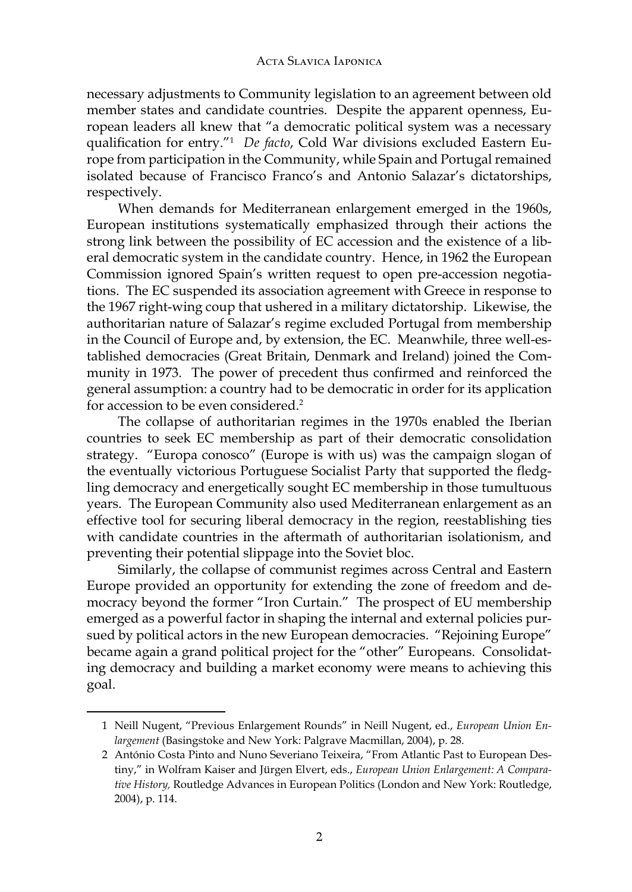necessary adjustments to Community legislation to an agreement between old member states and candidate countries. Despite the apparent openness, European leaders all knew that "a democratic political system was a necessary qualification for entry."[1] *De facto*, Cold War divisions excluded Eastern Europe from participation in the Community, while Spain and Portugal remained isolated because of Francisco Franco's and Antonio Salazar's dictatorships, respectively.

When demands for Mediterranean enlargement emerged in the 1960s, European institutions systematically emphasized through their actions the strong link between the possibility of EC accession and the existence of a liberal democratic system in the candidate country. Hence, in 1962 the European Commission ignored Spain's written request to open pre-accession negotiations. The EC suspended its association agreement with Greece in response to the 1967 right-wing coup that ushered in a military dictatorship. Likewise, the authoritarian nature of Salazar's regime excluded Portugal from membership in the Council of Europe and, by extension, the EC. Meanwhile, three well-established democracies (Great Britain, Denmark and Ireland) joined the Community in 1973. The power of precedent thus confirmed and reinforced the general assumption: a country had to be democratic in order for its application for accession to be even considered.[2]

The collapse of authoritarian regimes in the 1970s enabled the Iberian countries to seek EC membership as part of their democratic consolidation strategy. "Europa conosco" (Europe is with us) was the campaign slogan of the eventually victorious Portuguese Socialist Party that supported the fledgling democracy and energetically sought EC membership in those tumultuous years. The European Community also used Mediterranean enlargement as an effective tool for securing liberal democracy in the region, reestablishing ties with candidate countries in the aftermath of authoritarian isolationism, and preventing their potential slippage into the Soviet bloc.

Similarly, the collapse of communist regimes across Central and Eastern Europe provided an opportunity for extending the zone of freedom and democracy beyond the former "Iron Curtain." The prospect of EU membership emerged as a powerful factor in shaping the internal and external policies pursued by political actors in the new European democracies. "Rejoining Europe" became again a grand political project for the "other" Europeans. Consolidating democracy and building a market economy were means to achieving this goal.

---

1 Neill Nugent, "Previous Enlargement Rounds" in Neill Nugent, ed., *European Union Enlargement* (Basingstoke and New York: Palgrave Macmillan, 2004), p. 28.

2 António Costa Pinto and Nuno Severiano Teixeira, "From Atlantic Past to European Destiny," in Wolfram Kaiser and Jürgen Elvert, eds., *European Union Enlargement: A Comparative History,* Routledge Advances in European Politics (London and New York: Routledge, 2004), p. 114.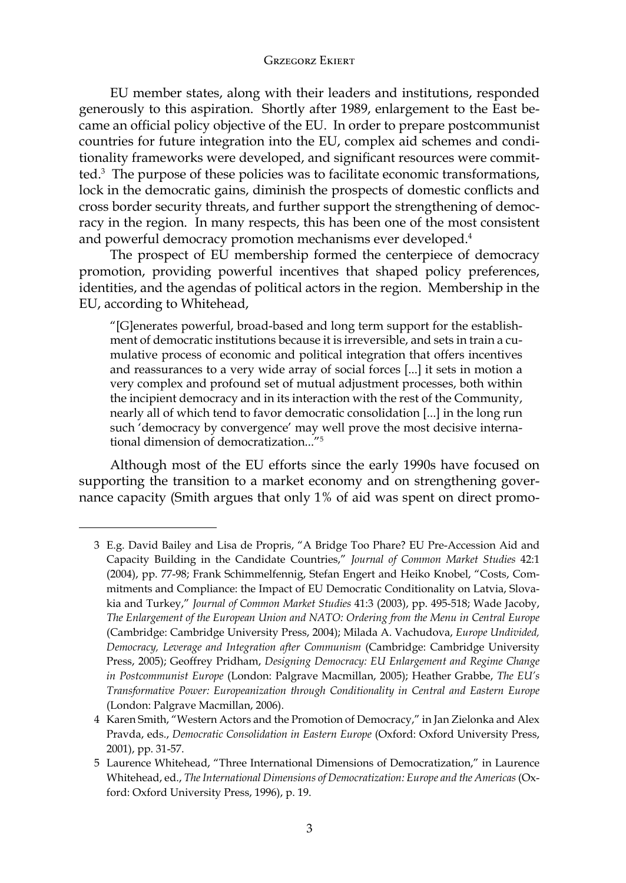EU member states, along with their leaders and institutions, responded generously to this aspiration. Shortly after 1989, enlargement to the East became an official policy objective of the EU. In order to prepare postcommunist countries for future integration into the EU, complex aid schemes and conditionality frameworks were developed, and significant resources were committed.[3] The purpose of these policies was to facilitate economic transformations, lock in the democratic gains, diminish the prospects of domestic conflicts and cross border security threats, and further support the strengthening of democracy in the region. In many respects, this has been one of the most consistent and powerful democracy promotion mechanisms ever developed.[4]

The prospect of EU membership formed the centerpiece of democracy promotion, providing powerful incentives that shaped policy preferences, identities, and the agendas of political actors in the region. Membership in the EU, according to Whitehead,

> "[G]enerates powerful, broad-based and long term support for the establishment of democratic institutions because it is irreversible, and sets in train a cumulative process of economic and political integration that offers incentives and reassurances to a very wide array of social forces [...] it sets in motion a very complex and profound set of mutual adjustment processes, both within the incipient democracy and in its interaction with the rest of the Community, nearly all of which tend to favor democratic consolidation [...] in the long run such 'democracy by convergence' may well prove the most decisive international dimension of democratization..."[5]

Although most of the EU efforts since the early 1990s have focused on supporting the transition to a market economy and on strengthening governance capacity (Smith argues that only 1% of aid was spent on direct promo-

---

3 E.g. David Bailey and Lisa de Propris, "A Bridge Too Phare? EU Pre-Accession Aid and Capacity Building in the Candidate Countries," *Journal of Common Market Studies* 42:1 (2004), pp. 77-98; Frank Schimmelfennig, Stefan Engert and Heiko Knobel, "Costs, Commitments and Compliance: the Impact of EU Democratic Conditionality on Latvia, Slovakia and Turkey," *Journal of Common Market Studies* 41:3 (2003), pp. 495-518; Wade Jacoby, *The Enlargement of the European Union and NATO: Ordering from the Menu in Central Europe* (Cambridge: Cambridge University Press, 2004); Milada A. Vachudova, *Europe Undivided, Democracy, Leverage and Integration after Communism* (Cambridge: Cambridge University Press, 2005); Geoffrey Pridham, *Designing Democracy: EU Enlargement and Regime Change in Postcommunist Europe* (London: Palgrave Macmillan, 2005); Heather Grabbe, *The EU's Transformative Power: Europeanization through Conditionality in Central and Eastern Europe* (London: Palgrave Macmillan, 2006).

4 Karen Smith, "Western Actors and the Promotion of Democracy," in Jan Zielonka and Alex Pravda, eds., *Democratic Consolidation in Eastern Europe* (Oxford: Oxford University Press, 2001), pp. 31-57.

5 Laurence Whitehead, "Three International Dimensions of Democratization," in Laurence Whitehead, ed., *The International Dimensions of Democratization: Europe and the Americas* (Oxford: Oxford University Press, 1996), p. 19.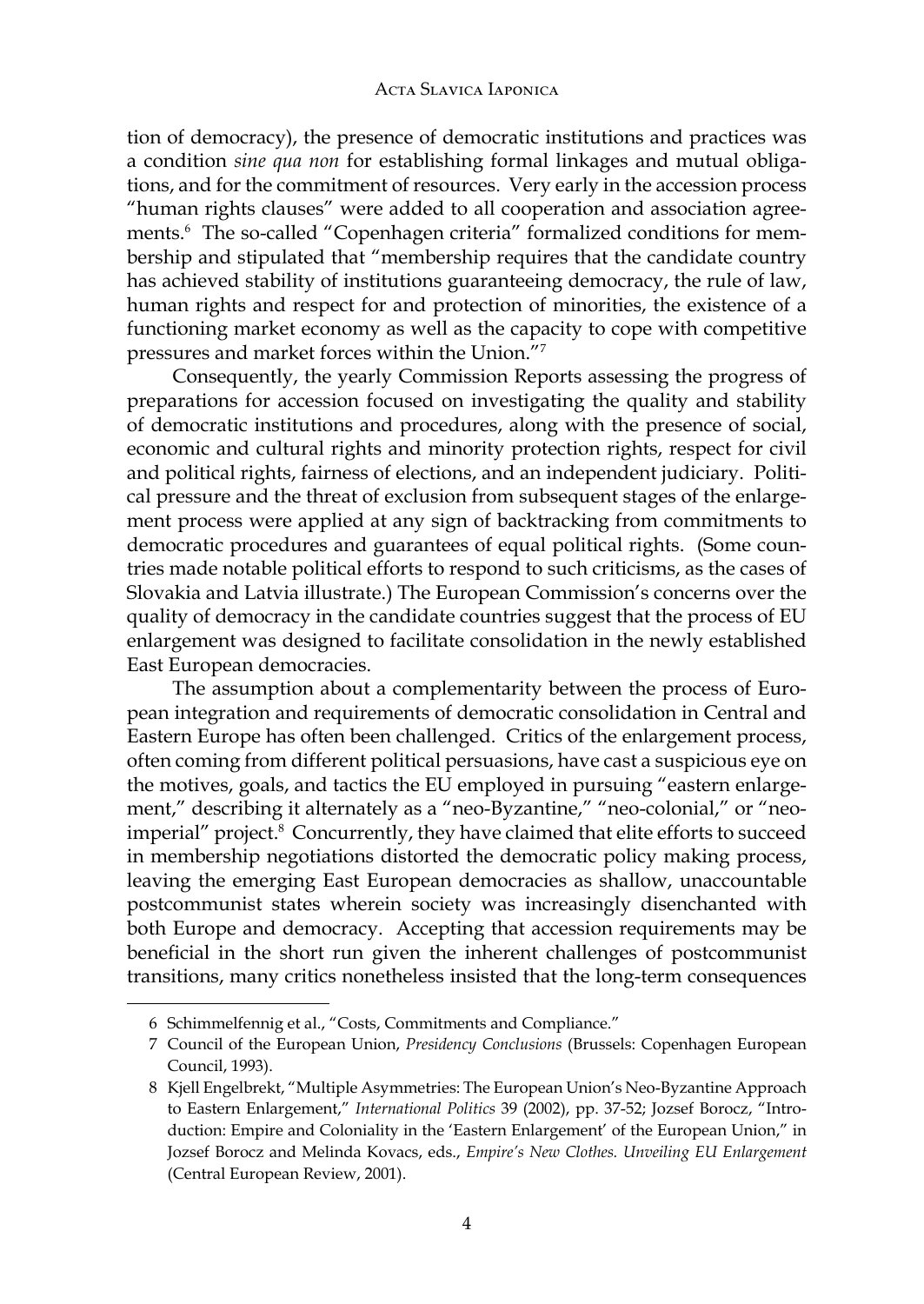tion of democracy), the presence of democratic institutions and practices was a condition *sine qua non* for establishing formal linkages and mutual obligations, and for the commitment of resources. Very early in the accession process "human rights clauses" were added to all cooperation and association agreements.[6] The so-called "Copenhagen criteria" formalized conditions for membership and stipulated that "membership requires that the candidate country has achieved stability of institutions guaranteeing democracy, the rule of law, human rights and respect for and protection of minorities, the existence of a functioning market economy as well as the capacity to cope with competitive pressures and market forces within the Union."[7]

Consequently, the yearly Commission Reports assessing the progress of preparations for accession focused on investigating the quality and stability of democratic institutions and procedures, along with the presence of social, economic and cultural rights and minority protection rights, respect for civil and political rights, fairness of elections, and an independent judiciary. Political pressure and the threat of exclusion from subsequent stages of the enlargement process were applied at any sign of backtracking from commitments to democratic procedures and guarantees of equal political rights. (Some countries made notable political efforts to respond to such criticisms, as the cases of Slovakia and Latvia illustrate.) The European Commission's concerns over the quality of democracy in the candidate countries suggest that the process of EU enlargement was designed to facilitate consolidation in the newly established East European democracies.

The assumption about a complementarity between the process of European integration and requirements of democratic consolidation in Central and Eastern Europe has often been challenged. Critics of the enlargement process, often coming from different political persuasions, have cast a suspicious eye on the motives, goals, and tactics the EU employed in pursuing "eastern enlargement," describing it alternately as a "neo-Byzantine," "neo-colonial," or "neo-imperial" project.[8] Concurrently, they have claimed that elite efforts to succeed in membership negotiations distorted the democratic policy making process, leaving the emerging East European democracies as shallow, unaccountable postcommunist states wherein society was increasingly disenchanted with both Europe and democracy. Accepting that accession requirements may be beneficial in the short run given the inherent challenges of postcommunist transitions, many critics nonetheless insisted that the long-term consequences

---

6 Schimmelfennig et al., "Costs, Commitments and Compliance."

7 Council of the European Union, *Presidency Conclusions* (Brussels: Copenhagen European Council, 1993).

8 Kjell Engelbrekt, "Multiple Asymmetries: The European Union's Neo-Byzantine Approach to Eastern Enlargement," *International Politics* 39 (2002), pp. 37-52; Jozsef Borocz, "Introduction: Empire and Coloniality in the 'Eastern Enlargement' of the European Union," in Jozsef Borocz and Melinda Kovacs, eds., *Empire's New Clothes. Unveiling EU Enlargement* (Central European Review, 2001).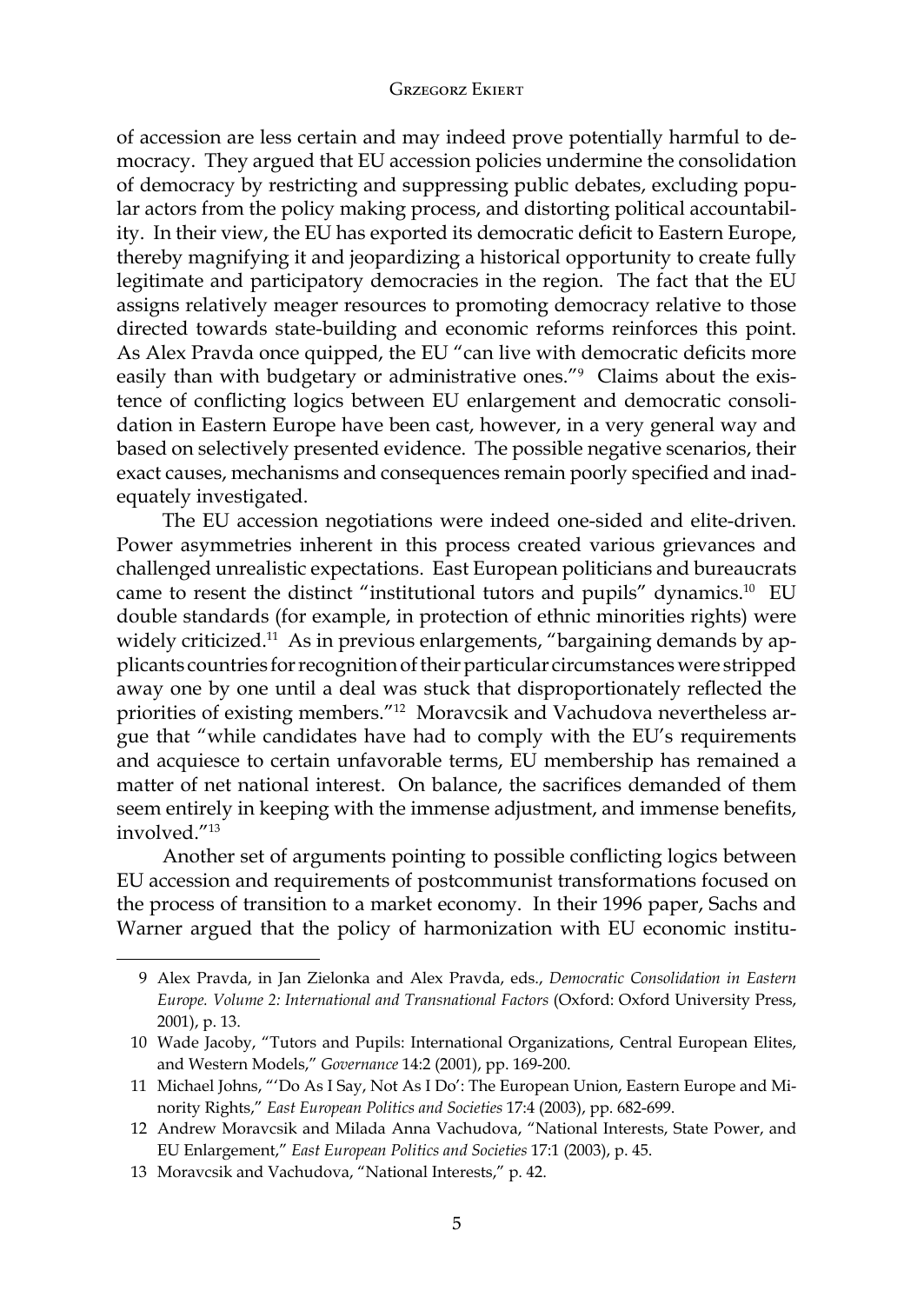of accession are less certain and may indeed prove potentially harmful to democracy. They argued that EU accession policies undermine the consolidation of democracy by restricting and suppressing public debates, excluding popular actors from the policy making process, and distorting political accountability. In their view, the EU has exported its democratic deficit to Eastern Europe, thereby magnifying it and jeopardizing a historical opportunity to create fully legitimate and participatory democracies in the region. The fact that the EU assigns relatively meager resources to promoting democracy relative to those directed towards state-building and economic reforms reinforces this point. As Alex Pravda once quipped, the EU "can live with democratic deficits more easily than with budgetary or administrative ones."[9] Claims about the existence of conflicting logics between EU enlargement and democratic consolidation in Eastern Europe have been cast, however, in a very general way and based on selectively presented evidence. The possible negative scenarios, their exact causes, mechanisms and consequences remain poorly specified and inadequately investigated.

The EU accession negotiations were indeed one-sided and elite-driven. Power asymmetries inherent in this process created various grievances and challenged unrealistic expectations. East European politicians and bureaucrats came to resent the distinct "institutional tutors and pupils" dynamics.[10] EU double standards (for example, in protection of ethnic minorities rights) were widely criticized.[11] As in previous enlargements, "bargaining demands by applicants countries for recognition of their particular circumstances were stripped away one by one until a deal was stuck that disproportionately reflected the priorities of existing members."[12] Moravcsik and Vachudova nevertheless argue that "while candidates have had to comply with the EU's requirements and acquiesce to certain unfavorable terms, EU membership has remained a matter of net national interest. On balance, the sacrifices demanded of them seem entirely in keeping with the immense adjustment, and immense benefits, involved."[13]

Another set of arguments pointing to possible conflicting logics between EU accession and requirements of postcommunist transformations focused on the process of transition to a market economy. In their 1996 paper, Sachs and Warner argued that the policy of harmonization with EU economic institu-

---

9 Alex Pravda, in Jan Zielonka and Alex Pravda, eds., *Democratic Consolidation in Eastern Europe. Volume 2: International and Transnational Factors* (Oxford: Oxford University Press, 2001), p. 13.

10 Wade Jacoby, "Tutors and Pupils: International Organizations, Central European Elites, and Western Models," *Governance* 14:2 (2001), pp. 169-200.

11 Michael Johns, "'Do As I Say, Not As I Do': The European Union, Eastern Europe and Minority Rights," *East European Politics and Societies* 17:4 (2003), pp. 682-699.

12 Andrew Moravcsik and Milada Anna Vachudova, "National Interests, State Power, and EU Enlargement," *East European Politics and Societies* 17:1 (2003), p. 45.

13 Moravcsik and Vachudova, "National Interests," p. 42.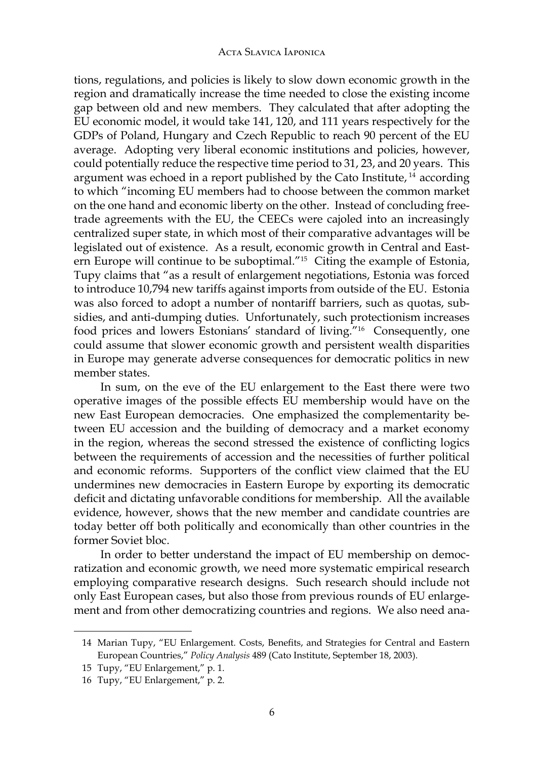tions, regulations, and policies is likely to slow down economic growth in the region and dramatically increase the time needed to close the existing income gap between old and new members. They calculated that after adopting the EU economic model, it would take 141, 120, and 111 years respectively for the GDPs of Poland, Hungary and Czech Republic to reach 90 percent of the EU average. Adopting very liberal economic institutions and policies, however, could potentially reduce the respective time period to 31, 23, and 20 years. This argument was echoed in a report published by the Cato Institute,[14] according to which "incoming EU members had to choose between the common market on the one hand and economic liberty on the other. Instead of concluding free-trade agreements with the EU, the CEECs were cajoled into an increasingly centralized super state, in which most of their comparative advantages will be legislated out of existence. As a result, economic growth in Central and Eastern Europe will continue to be suboptimal."[15] Citing the example of Estonia, Tupy claims that "as a result of enlargement negotiations, Estonia was forced to introduce 10,794 new tariffs against imports from outside of the EU. Estonia was also forced to adopt a number of nontariff barriers, such as quotas, subsidies, and anti-dumping duties. Unfortunately, such protectionism increases food prices and lowers Estonians' standard of living."[16] Consequently, one could assume that slower economic growth and persistent wealth disparities in Europe may generate adverse consequences for democratic politics in new member states.

In sum, on the eve of the EU enlargement to the East there were two operative images of the possible effects EU membership would have on the new East European democracies. One emphasized the complementarity between EU accession and the building of democracy and a market economy in the region, whereas the second stressed the existence of conflicting logics between the requirements of accession and the necessities of further political and economic reforms. Supporters of the conflict view claimed that the EU undermines new democracies in Eastern Europe by exporting its democratic deficit and dictating unfavorable conditions for membership. All the available evidence, however, shows that the new member and candidate countries are today better off both politically and economically than other countries in the former Soviet bloc.

In order to better understand the impact of EU membership on democratization and economic growth, we need more systematic empirical research employing comparative research designs. Such research should include not only East European cases, but also those from previous rounds of EU enlargement and from other democratizing countries and regions. We also need ana-

---

14 Marian Tupy, "EU Enlargement. Costs, Benefits, and Strategies for Central and Eastern European Countries," *Policy Analysis* 489 (Cato Institute, September 18, 2003).

15 Tupy, "EU Enlargement," p. 1.

16 Tupy, "EU Enlargement," p. 2.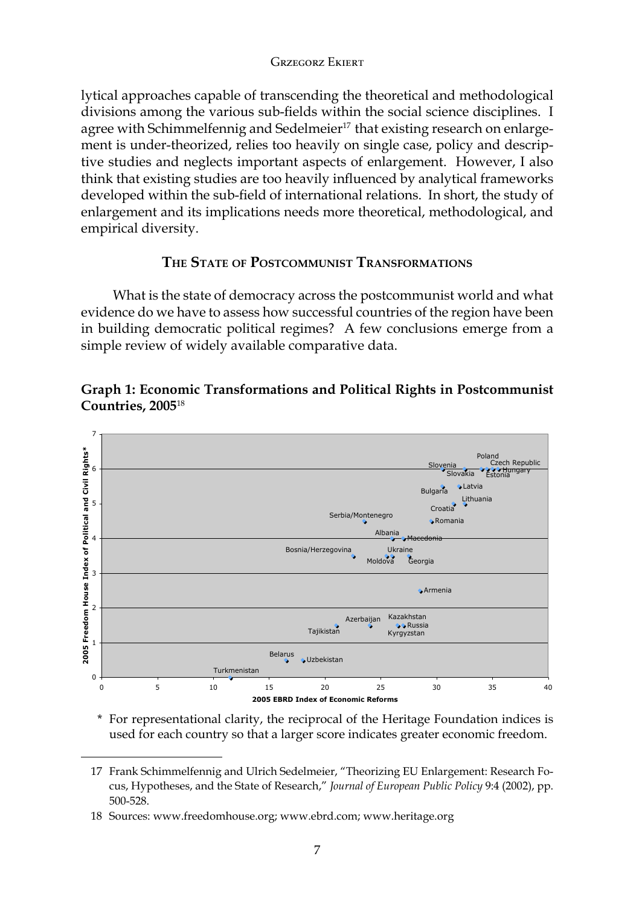lytical approaches capable of transcending the theoretical and methodological divisions among the various sub-fields within the social science disciplines. I agree with Schimmelfennig and Sedelmeier[17] that existing research on enlargement is under-theorized, relies too heavily on single case, policy and descriptive studies and neglects important aspects of enlargement. However, I also think that existing studies are too heavily influenced by analytical frameworks developed within the sub-field of international relations. In short, the study of enlargement and its implications needs more theoretical, methodological, and empirical diversity.

## The State of Postcommunist Transformations

What is the state of democracy across the postcommunist world and what evidence do we have to assess how successful countries of the region have been in building democratic political regimes? A few conclusions emerge from a simple review of widely available comparative data.

**Graph 1: Economic Transformations and Political Rights in Postcommunist Countries, 2005**[18]

\* For representational clarity, the reciprocal of the Heritage Foundation indices is used for each country so that a larger score indicates greater economic freedom.

---

17 Frank Schimmelfennig and Ulrich Sedelmeier, "Theorizing EU Enlargement: Research Focus, Hypotheses, and the State of Research," *Journal of European Public Policy* 9:4 (2002), pp. 500-528.

18 Sources: www.freedomhouse.org; www.ebrd.com; www.heritage.org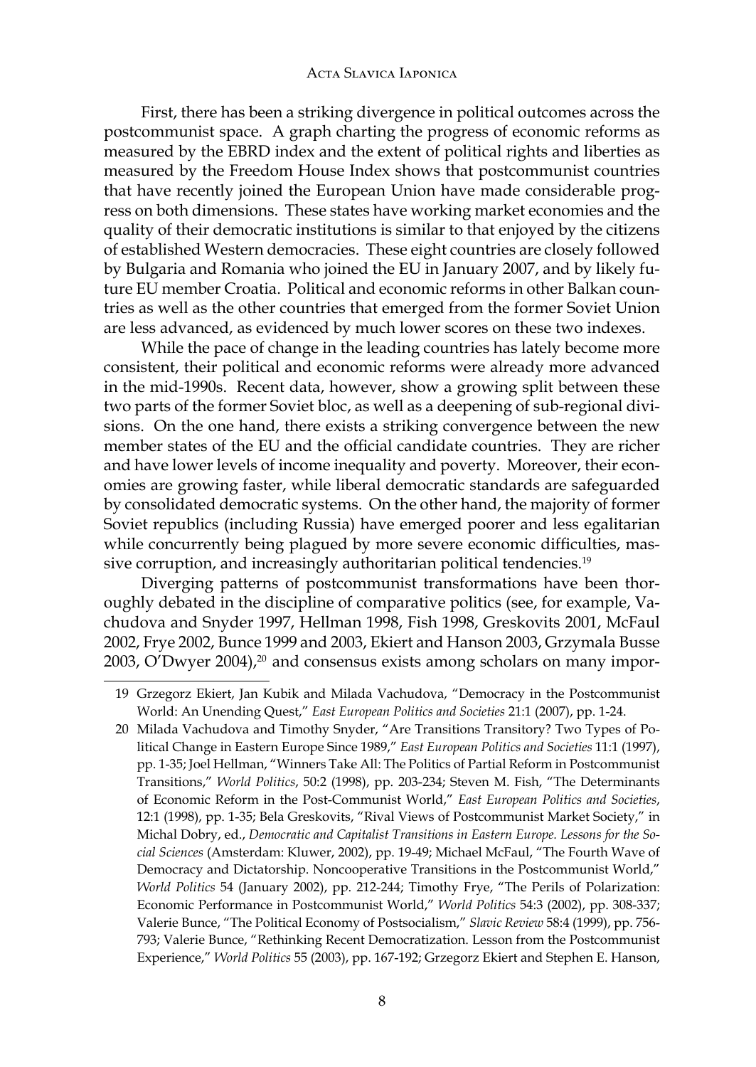First, there has been a striking divergence in political outcomes across the postcommunist space. A graph charting the progress of economic reforms as measured by the EBRD index and the extent of political rights and liberties as measured by the Freedom House Index shows that postcommunist countries that have recently joined the European Union have made considerable progress on both dimensions. These states have working market economies and the quality of their democratic institutions is similar to that enjoyed by the citizens of established Western democracies. These eight countries are closely followed by Bulgaria and Romania who joined the EU in January 2007, and by likely future EU member Croatia. Political and economic reforms in other Balkan countries as well as the other countries that emerged from the former Soviet Union are less advanced, as evidenced by much lower scores on these two indexes.

While the pace of change in the leading countries has lately become more consistent, their political and economic reforms were already more advanced in the mid-1990s. Recent data, however, show a growing split between these two parts of the former Soviet bloc, as well as a deepening of sub-regional divisions. On the one hand, there exists a striking convergence between the new member states of the EU and the official candidate countries. They are richer and have lower levels of income inequality and poverty. Moreover, their economies are growing faster, while liberal democratic standards are safeguarded by consolidated democratic systems. On the other hand, the majority of former Soviet republics (including Russia) have emerged poorer and less egalitarian while concurrently being plagued by more severe economic difficulties, massive corruption, and increasingly authoritarian political tendencies.[19]

Diverging patterns of postcommunist transformations have been thoroughly debated in the discipline of comparative politics (see, for example, Vachudova and Snyder 1997, Hellman 1998, Fish 1998, Greskovits 2001, McFaul 2002, Frye 2002, Bunce 1999 and 2003, Ekiert and Hanson 2003, Grzymala Busse 2003, O'Dwyer 2004),[20] and consensus exists among scholars on many impor-

---

19 Grzegorz Ekiert, Jan Kubik and Milada Vachudova, "Democracy in the Postcommunist World: An Unending Quest," *East European Politics and Societies* 21:1 (2007), pp. 1-24.

20 Milada Vachudova and Timothy Snyder, "Are Transitions Transitory? Two Types of Political Change in Eastern Europe Since 1989," *East European Politics and Societies* 11:1 (1997), pp. 1-35; Joel Hellman, "Winners Take All: The Politics of Partial Reform in Postcommunist Transitions," *World Politics*, 50:2 (1998), pp. 203-234; Steven M. Fish, "The Determinants of Economic Reform in the Post-Communist World," *East European Politics and Societies*, 12:1 (1998), pp. 1-35; Bela Greskovits, "Rival Views of Postcommunist Market Society," in Michal Dobry, ed., *Democratic and Capitalist Transitions in Eastern Europe. Lessons for the Social Sciences* (Amsterdam: Kluwer, 2002), pp. 19-49; Michael McFaul, "The Fourth Wave of Democracy and Dictatorship. Noncooperative Transitions in the Postcommunist World," *World Politics* 54 (January 2002), pp. 212-244; Timothy Frye, "The Perils of Polarization: Economic Performance in Postcommunist World," *World Politics* 54:3 (2002), pp. 308-337; Valerie Bunce, "The Political Economy of Postsocialism," *Slavic Review* 58:4 (1999), pp. 756-793; Valerie Bunce, "Rethinking Recent Democratization. Lesson from the Postcommunist Experience," *World Politics* 55 (2003), pp. 167-192; Grzegorz Ekiert and Stephen E. Hanson,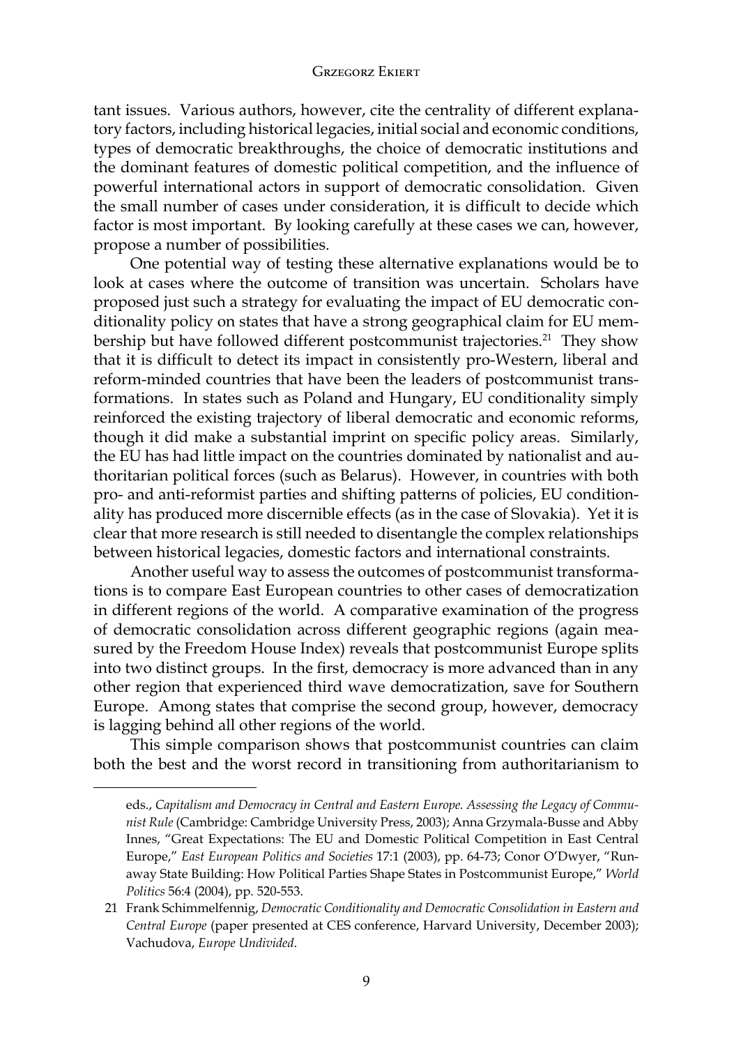tant issues. Various authors, however, cite the centrality of different explanatory factors, including historical legacies, initial social and economic conditions, types of democratic breakthroughs, the choice of democratic institutions and the dominant features of domestic political competition, and the influence of powerful international actors in support of democratic consolidation. Given the small number of cases under consideration, it is difficult to decide which factor is most important. By looking carefully at these cases we can, however, propose a number of possibilities.

One potential way of testing these alternative explanations would be to look at cases where the outcome of transition was uncertain. Scholars have proposed just such a strategy for evaluating the impact of EU democratic conditionality policy on states that have a strong geographical claim for EU membership but have followed different postcommunist trajectories.[21] They show that it is difficult to detect its impact in consistently pro-Western, liberal and reform-minded countries that have been the leaders of postcommunist transformations. In states such as Poland and Hungary, EU conditionality simply reinforced the existing trajectory of liberal democratic and economic reforms, though it did make a substantial imprint on specific policy areas. Similarly, the EU has had little impact on the countries dominated by nationalist and authoritarian political forces (such as Belarus). However, in countries with both pro- and anti-reformist parties and shifting patterns of policies, EU conditionality has produced more discernible effects (as in the case of Slovakia). Yet it is clear that more research is still needed to disentangle the complex relationships between historical legacies, domestic factors and international constraints.

Another useful way to assess the outcomes of postcommunist transformations is to compare East European countries to other cases of democratization in different regions of the world. A comparative examination of the progress of democratic consolidation across different geographic regions (again measured by the Freedom House Index) reveals that postcommunist Europe splits into two distinct groups. In the first, democracy is more advanced than in any other region that experienced third wave democratization, save for Southern Europe. Among states that comprise the second group, however, democracy is lagging behind all other regions of the world.

This simple comparison shows that postcommunist countries can claim both the best and the worst record in transitioning from authoritarianism to

---

eds., *Capitalism and Democracy in Central and Eastern Europe. Assessing the Legacy of Communist Rule* (Cambridge: Cambridge University Press, 2003); Anna Grzymala-Busse and Abby Innes, "Great Expectations: The EU and Domestic Political Competition in East Central Europe," *East European Politics and Societies* 17:1 (2003), pp. 64-73; Conor O'Dwyer, "Runaway State Building: How Political Parties Shape States in Postcommunist Europe," *World Politics* 56:4 (2004), pp. 520-553.

21 Frank Schimmelfennig, *Democratic Conditionality and Democratic Consolidation in Eastern and Central Europe* (paper presented at CES conference, Harvard University, December 2003); Vachudova, *Europe Undivided.*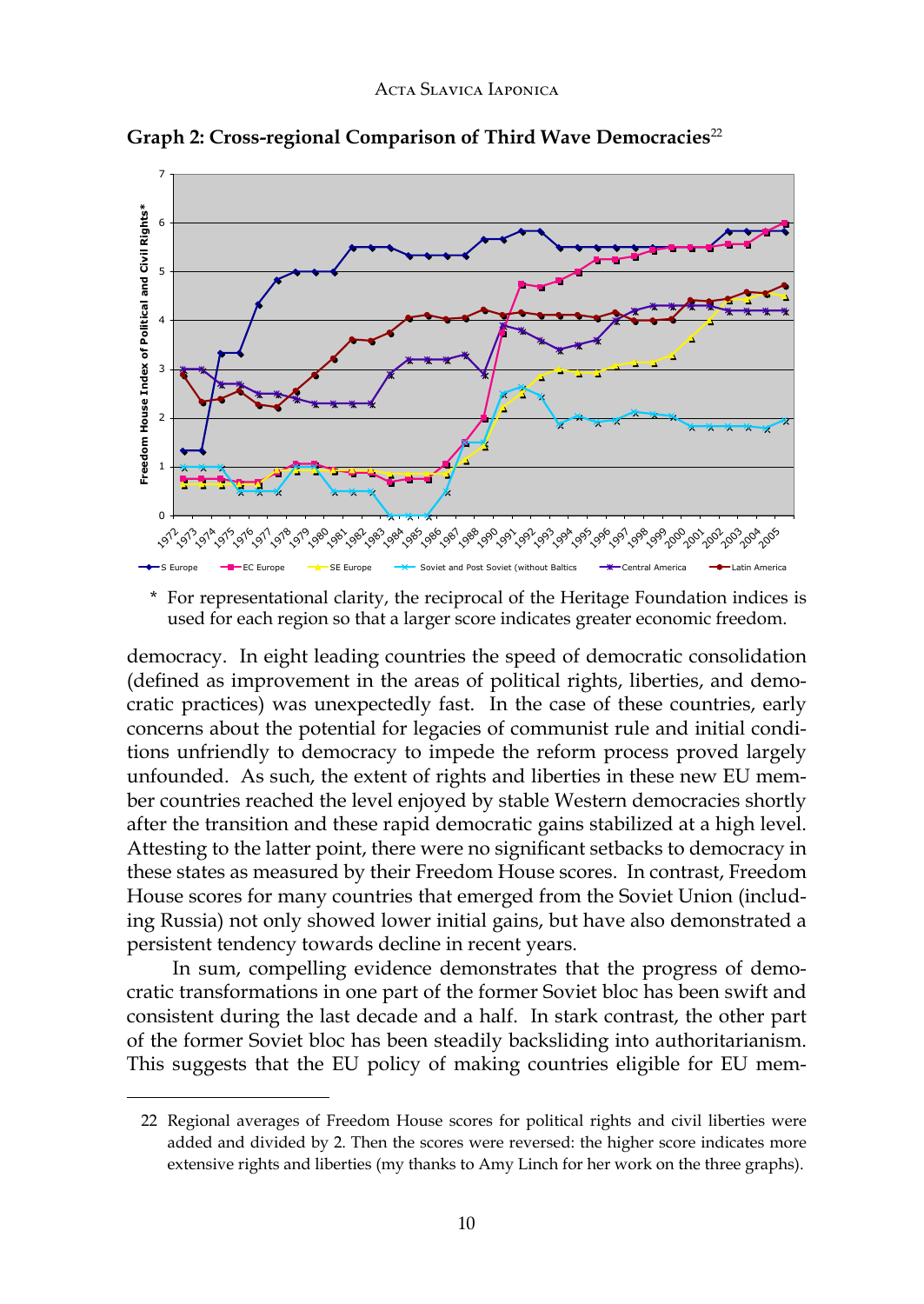**Graph 2: Cross-regional Comparison of Third Wave Democracies**[22]

\* For representational clarity, the reciprocal of the Heritage Foundation indices is used for each region so that a larger score indicates greater economic freedom.

democracy. In eight leading countries the speed of democratic consolidation (defined as improvement in the areas of political rights, liberties, and democratic practices) was unexpectedly fast. In the case of these countries, early concerns about the potential for legacies of communist rule and initial conditions unfriendly to democracy to impede the reform process proved largely unfounded. As such, the extent of rights and liberties in these new EU member countries reached the level enjoyed by stable Western democracies shortly after the transition and these rapid democratic gains stabilized at a high level. Attesting to the latter point, there were no significant setbacks to democracy in these states as measured by their Freedom House scores. In contrast, Freedom House scores for many countries that emerged from the Soviet Union (including Russia) not only showed lower initial gains, but have also demonstrated a persistent tendency towards decline in recent years.

In sum, compelling evidence demonstrates that the progress of democratic transformations in one part of the former Soviet bloc has been swift and consistent during the last decade and a half. In stark contrast, the other part of the former Soviet bloc has been steadily backsliding into authoritarianism. This suggests that the EU policy of making countries eligible for EU mem-

22 Regional averages of Freedom House scores for political rights and civil liberties were added and divided by 2. Then the scores were reversed: the higher score indicates more extensive rights and liberties (my thanks to Amy Linch for her work on the three graphs).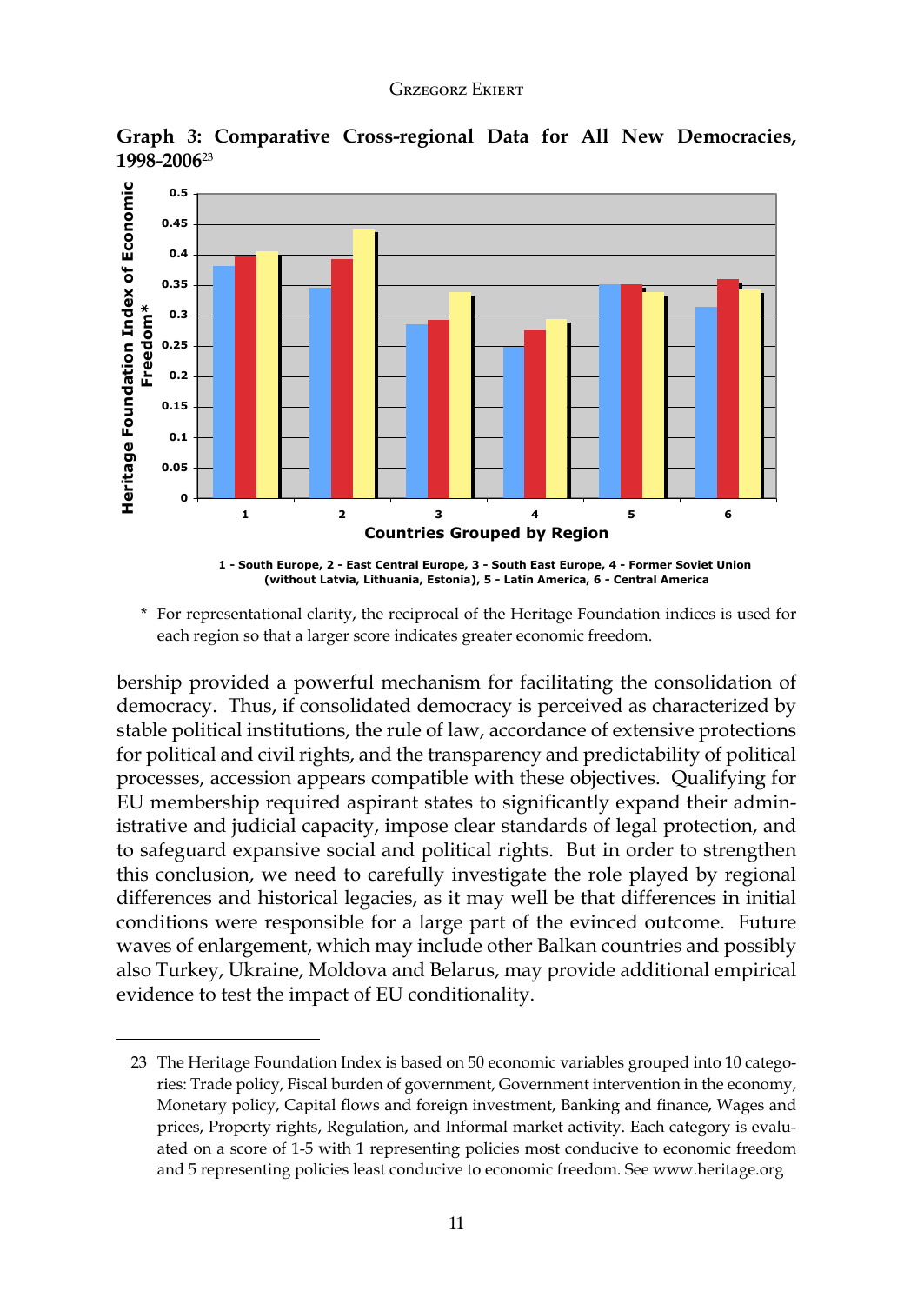**Graph 3: Comparative Cross-regional Data for All New Democracies, 1998-2006**[23]

1 - South Europe, 2 - East Central Europe, 3 - South East Europe, 4 - Former Soviet Union (without Latvia, Lithuania, Estonia), 5 - Latin America, 6 - Central America

\* For representational clarity, the reciprocal of the Heritage Foundation indices is used for each region so that a larger score indicates greater economic freedom.

bership provided a powerful mechanism for facilitating the consolidation of democracy. Thus, if consolidated democracy is perceived as characterized by stable political institutions, the rule of law, accordance of extensive protections for political and civil rights, and the transparency and predictability of political processes, accession appears compatible with these objectives. Qualifying for EU membership required aspirant states to significantly expand their administrative and judicial capacity, impose clear standards of legal protection, and to safeguard expansive social and political rights. But in order to strengthen this conclusion, we need to carefully investigate the role played by regional differences and historical legacies, as it may well be that differences in initial conditions were responsible for a large part of the evinced outcome. Future waves of enlargement, which may include other Balkan countries and possibly also Turkey, Ukraine, Moldova and Belarus, may provide additional empirical evidence to test the impact of EU conditionality.

---

23 The Heritage Foundation Index is based on 50 economic variables grouped into 10 categories: Trade policy, Fiscal burden of government, Government intervention in the economy, Monetary policy, Capital flows and foreign investment, Banking and finance, Wages and prices, Property rights, Regulation, and Informal market activity. Each category is evaluated on a score of 1-5 with 1 representing policies most conducive to economic freedom and 5 representing policies least conducive to economic freedom. See www.heritage.org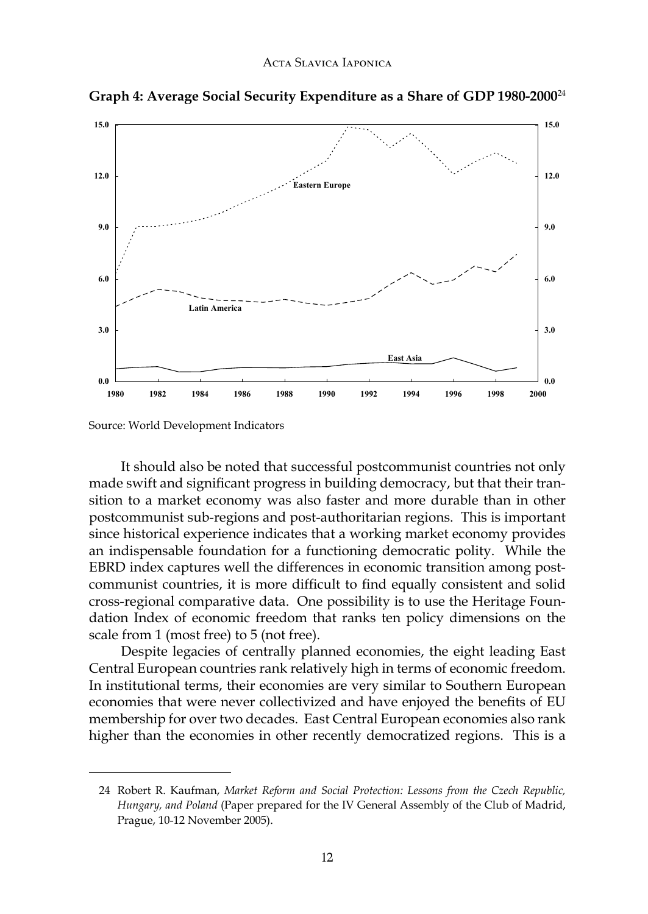**Graph 4: Average Social Security Expenditure as a Share of GDP 1980-2000**[24]

Source: World Development Indicators

It should also be noted that successful postcommunist countries not only made swift and significant progress in building democracy, but that their transition to a market economy was also faster and more durable than in other postcommunist sub-regions and post-authoritarian regions. This is important since historical experience indicates that a working market economy provides an indispensable foundation for a functioning democratic polity. While the EBRD index captures well the differences in economic transition among postcommunist countries, it is more difficult to find equally consistent and solid cross-regional comparative data. One possibility is to use the Heritage Foundation Index of economic freedom that ranks ten policy dimensions on the scale from 1 (most free) to 5 (not free).

Despite legacies of centrally planned economies, the eight leading East Central European countries rank relatively high in terms of economic freedom. In institutional terms, their economies are very similar to Southern European economies that were never collectivized and have enjoyed the benefits of EU membership for over two decades. East Central European economies also rank higher than the economies in other recently democratized regions. This is a

---

24 Robert R. Kaufman, *Market Reform and Social Protection: Lessons from the Czech Republic, Hungary, and Poland* (Paper prepared for the IV General Assembly of the Club of Madrid, Prague, 10-12 November 2005).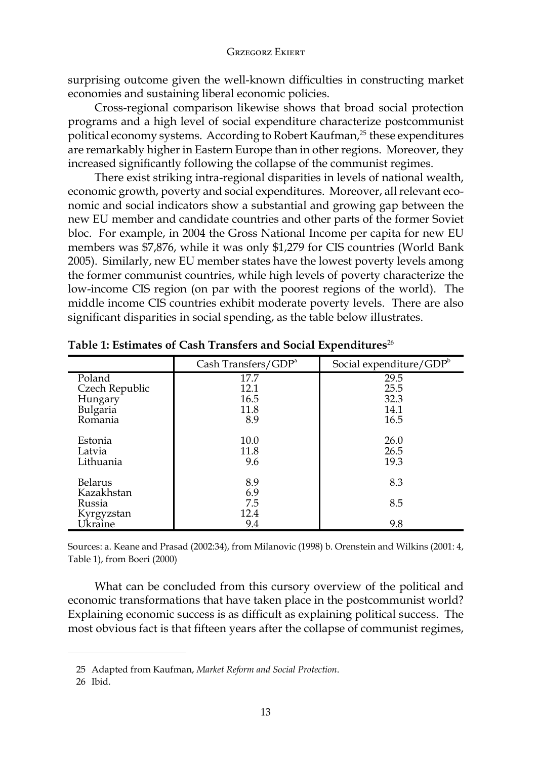surprising outcome given the well-known difficulties in constructing market economies and sustaining liberal economic policies.

Cross-regional comparison likewise shows that broad social protection programs and a high level of social expenditure characterize postcommunist political economy systems. According to Robert Kaufman,[25] these expenditures are remarkably higher in Eastern Europe than in other regions. Moreover, they increased significantly following the collapse of the communist regimes.

There exist striking intra-regional disparities in levels of national wealth, economic growth, poverty and social expenditures. Moreover, all relevant economic and social indicators show a substantial and growing gap between the new EU member and candidate countries and other parts of the former Soviet bloc. For example, in 2004 the Gross National Income per capita for new EU members was $7,876, while it was only $1,279 for CIS countries (World Bank 2005). Similarly, new EU member states have the lowest poverty levels among the former communist countries, while high levels of poverty characterize the low-income CIS region (on par with the poorest regions of the world). The middle income CIS countries exhibit moderate poverty levels. There are also significant disparities in social spending, as the table below illustrates.

**Table 1: Estimates of Cash Transfers and Social Expenditures**[26]

| | Cash Transfers/GDP[a] | Social expenditure/GDP[b] |
|---|---|---|
| Poland | 17.7 | 29.5 |
| Czech Republic | 12.1 | 25.5 |
| Hungary | 16.5 | 32.3 |
| Bulgaria | 11.8 | 14.1 |
| Romania | 8.9 | 16.5 |
| Estonia | 10.0 | 26.0 |
| Latvia | 11.8 | 26.5 |
| Lithuania | 9.6 | 19.3 |
| Belarus | 8.9 | 8.3 |
| Kazakhstan | 6.9 | |
| Russia | 7.5 | 8.5 |
| Kyrgyzstan | 12.4 | |
| Ukraine | 9.4 | 9.8 |

Sources: a. Keane and Prasad (2002:34), from Milanovic (1998) b. Orenstein and Wilkins (2001: 4, Table 1), from Boeri (2000)

What can be concluded from this cursory overview of the political and economic transformations that have taken place in the postcommunist world? Explaining economic success is as difficult as explaining political success. The most obvious fact is that fifteen years after the collapse of communist regimes,

25 Adapted from Kaufman, *Market Reform and Social Protection*.

26 Ibid.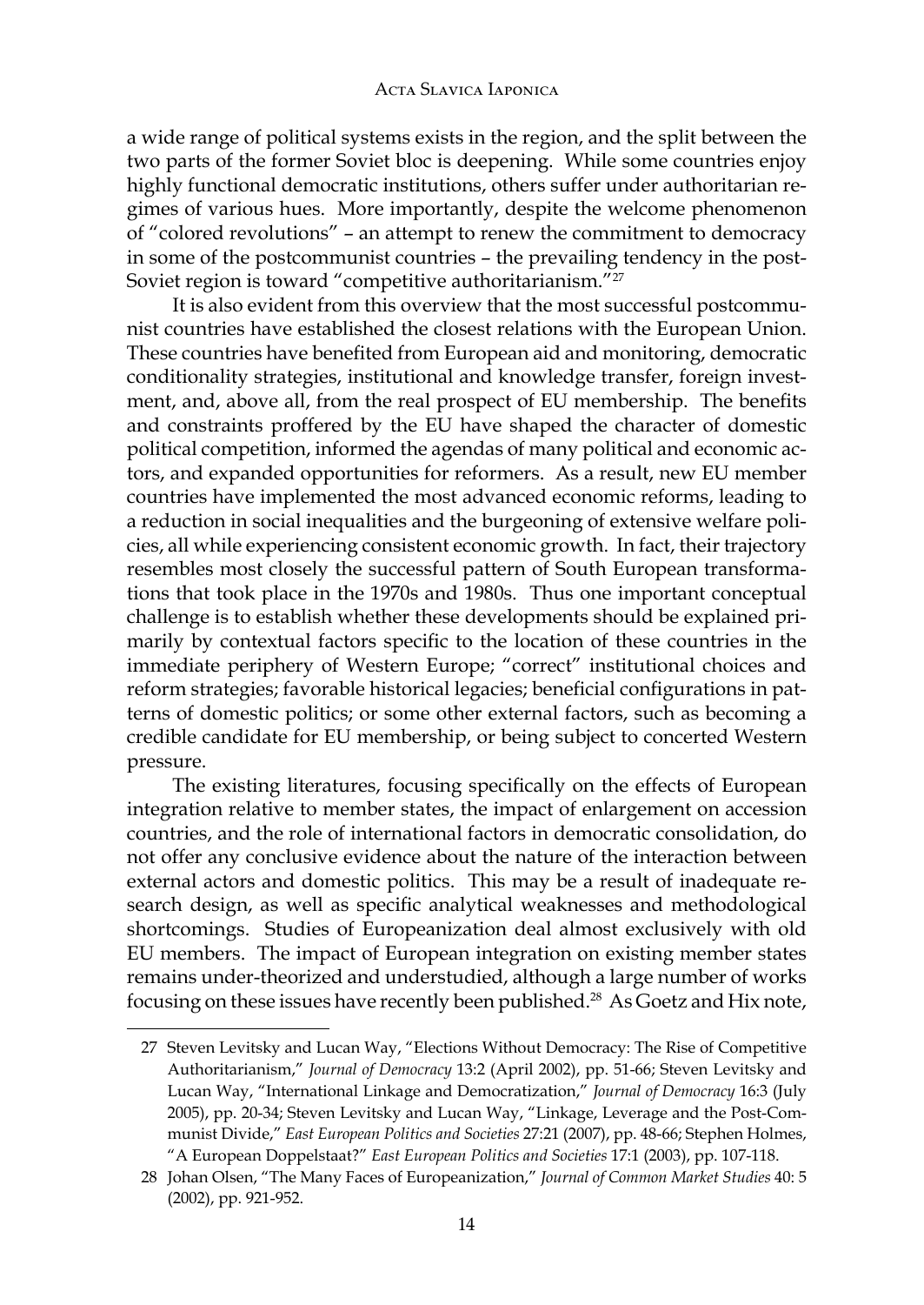a wide range of political systems exists in the region, and the split between the two parts of the former Soviet bloc is deepening. While some countries enjoy highly functional democratic institutions, others suffer under authoritarian regimes of various hues. More importantly, despite the welcome phenomenon of "colored revolutions" – an attempt to renew the commitment to democracy in some of the postcommunist countries – the prevailing tendency in the post-Soviet region is toward "competitive authoritarianism."[27]

It is also evident from this overview that the most successful postcommunist countries have established the closest relations with the European Union. These countries have benefited from European aid and monitoring, democratic conditionality strategies, institutional and knowledge transfer, foreign investment, and, above all, from the real prospect of EU membership. The benefits and constraints proffered by the EU have shaped the character of domestic political competition, informed the agendas of many political and economic actors, and expanded opportunities for reformers. As a result, new EU member countries have implemented the most advanced economic reforms, leading to a reduction in social inequalities and the burgeoning of extensive welfare policies, all while experiencing consistent economic growth. In fact, their trajectory resembles most closely the successful pattern of South European transformations that took place in the 1970s and 1980s. Thus one important conceptual challenge is to establish whether these developments should be explained primarily by contextual factors specific to the location of these countries in the immediate periphery of Western Europe; "correct" institutional choices and reform strategies; favorable historical legacies; beneficial configurations in patterns of domestic politics; or some other external factors, such as becoming a credible candidate for EU membership, or being subject to concerted Western pressure.

The existing literatures, focusing specifically on the effects of European integration relative to member states, the impact of enlargement on accession countries, and the role of international factors in democratic consolidation, do not offer any conclusive evidence about the nature of the interaction between external actors and domestic politics. This may be a result of inadequate research design, as well as specific analytical weaknesses and methodological shortcomings. Studies of Europeanization deal almost exclusively with old EU members. The impact of European integration on existing member states remains under-theorized and understudied, although a large number of works focusing on these issues have recently been published.[28] As Goetz and Hix note,

---

27 Steven Levitsky and Lucan Way, "Elections Without Democracy: The Rise of Competitive Authoritarianism," *Journal of Democracy* 13:2 (April 2002), pp. 51-66; Steven Levitsky and Lucan Way, "International Linkage and Democratization," *Journal of Democracy* 16:3 (July 2005), pp. 20-34; Steven Levitsky and Lucan Way, "Linkage, Leverage and the Post-Communist Divide," *East European Politics and Societies* 27:21 (2007), pp. 48-66; Stephen Holmes, "A European Doppelstaat?" *East European Politics and Societies* 17:1 (2003), pp. 107-118.

28 Johan Olsen, "The Many Faces of Europeanization," *Journal of Common Market Studies* 40: 5 (2002), pp. 921-952.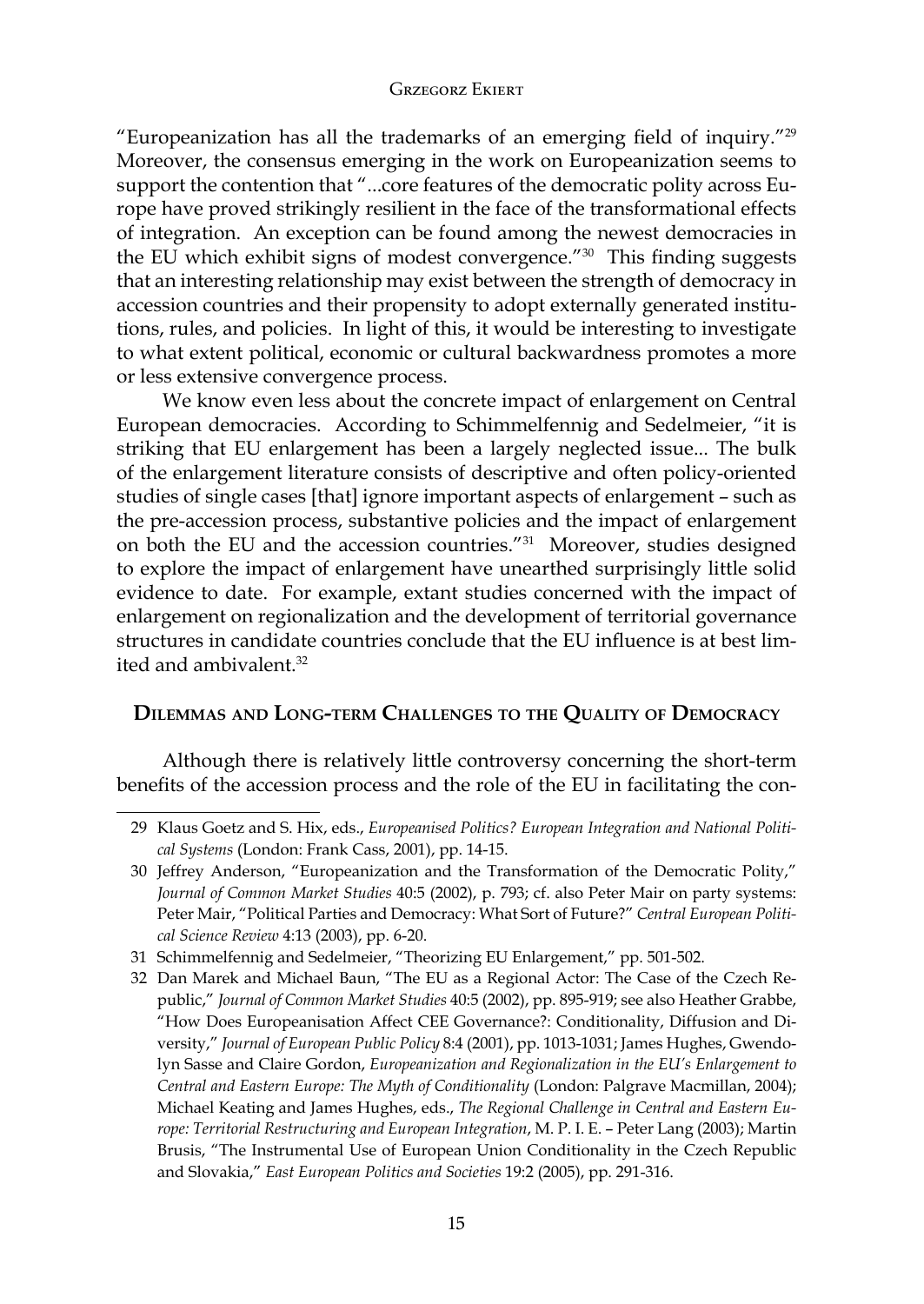"Europeanization has all the trademarks of an emerging field of inquiry."[29] Moreover, the consensus emerging in the work on Europeanization seems to support the contention that "...core features of the democratic polity across Europe have proved strikingly resilient in the face of the transformational effects of integration. An exception can be found among the newest democracies in the EU which exhibit signs of modest convergence."[30] This finding suggests that an interesting relationship may exist between the strength of democracy in accession countries and their propensity to adopt externally generated institutions, rules, and policies. In light of this, it would be interesting to investigate to what extent political, economic or cultural backwardness promotes a more or less extensive convergence process.

We know even less about the concrete impact of enlargement on Central European democracies. According to Schimmelfennig and Sedelmeier, "it is striking that EU enlargement has been a largely neglected issue... The bulk of the enlargement literature consists of descriptive and often policy-oriented studies of single cases [that] ignore important aspects of enlargement – such as the pre-accession process, substantive policies and the impact of enlargement on both the EU and the accession countries."[31] Moreover, studies designed to explore the impact of enlargement have unearthed surprisingly little solid evidence to date. For example, extant studies concerned with the impact of enlargement on regionalization and the development of territorial governance structures in candidate countries conclude that the EU influence is at best limited and ambivalent.[32]

## Dilemmas and Long-term Challenges to the Quality of Democracy

Although there is relatively little controversy concerning the short-term benefits of the accession process and the role of the EU in facilitating the con-

---

29 Klaus Goetz and S. Hix, eds., *Europeanised Politics? European Integration and National Political Systems* (London: Frank Cass, 2001), pp. 14-15.

30 Jeffrey Anderson, "Europeanization and the Transformation of the Democratic Polity," *Journal of Common Market Studies* 40:5 (2002), p. 793; cf. also Peter Mair on party systems: Peter Mair, "Political Parties and Democracy: What Sort of Future?" *Central European Political Science Review* 4:13 (2003), pp. 6-20.

31 Schimmelfennig and Sedelmeier, "Theorizing EU Enlargement," pp. 501-502.

32 Dan Marek and Michael Baun, "The EU as a Regional Actor: The Case of the Czech Republic," *Journal of Common Market Studies* 40:5 (2002), pp. 895-919; see also Heather Grabbe, "How Does Europeanisation Affect CEE Governance?: Conditionality, Diffusion and Diversity," *Journal of European Public Policy* 8:4 (2001), pp. 1013-1031; James Hughes, Gwendolyn Sasse and Claire Gordon, *Europeanization and Regionalization in the EU's Enlargement to Central and Eastern Europe: The Myth of Conditionality* (London: Palgrave Macmillan, 2004); Michael Keating and James Hughes, eds., *The Regional Challenge in Central and Eastern Europe: Territorial Restructuring and European Integration*, M. P. I. E. – Peter Lang (2003); Martin Brusis, "The Instrumental Use of European Union Conditionality in the Czech Republic and Slovakia," *East European Politics and Societies* 19:2 (2005), pp. 291-316.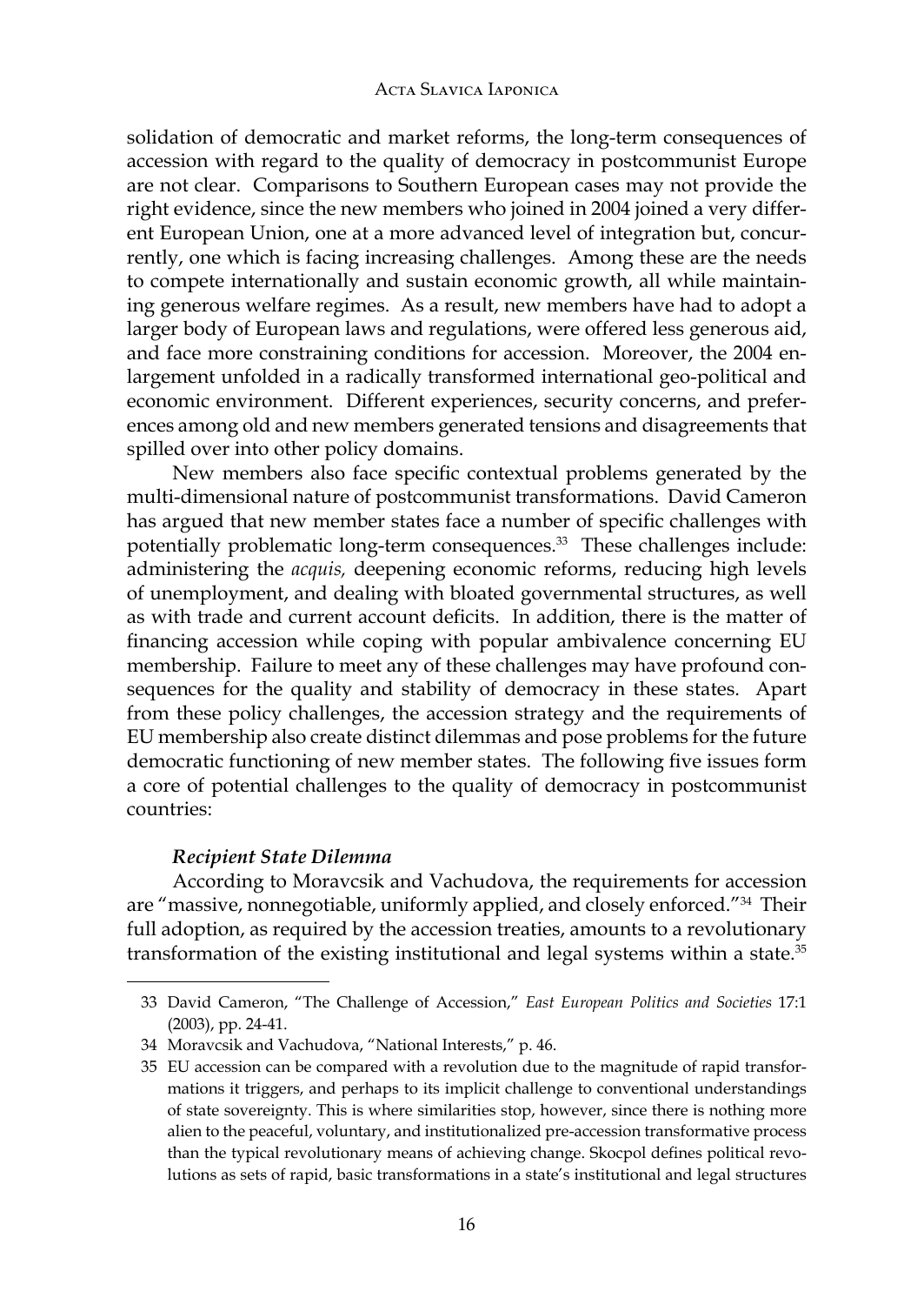solidation of democratic and market reforms, the long-term consequences of accession with regard to the quality of democracy in postcommunist Europe are not clear. Comparisons to Southern European cases may not provide the right evidence, since the new members who joined in 2004 joined a very different European Union, one at a more advanced level of integration but, concurrently, one which is facing increasing challenges. Among these are the needs to compete internationally and sustain economic growth, all while maintaining generous welfare regimes. As a result, new members have had to adopt a larger body of European laws and regulations, were offered less generous aid, and face more constraining conditions for accession. Moreover, the 2004 enlargement unfolded in a radically transformed international geo-political and economic environment. Different experiences, security concerns, and preferences among old and new members generated tensions and disagreements that spilled over into other policy domains.

New members also face specific contextual problems generated by the multi-dimensional nature of postcommunist transformations. David Cameron has argued that new member states face a number of specific challenges with potentially problematic long-term consequences.[33] These challenges include: administering the *acquis,* deepening economic reforms, reducing high levels of unemployment, and dealing with bloated governmental structures, as well as with trade and current account deficits. In addition, there is the matter of financing accession while coping with popular ambivalence concerning EU membership. Failure to meet any of these challenges may have profound consequences for the quality and stability of democracy in these states. Apart from these policy challenges, the accession strategy and the requirements of EU membership also create distinct dilemmas and pose problems for the future democratic functioning of new member states. The following five issues form a core of potential challenges to the quality of democracy in postcommunist countries:

***Recipient State Dilemma***

According to Moravcsik and Vachudova, the requirements for accession are "massive, nonnegotiable, uniformly applied, and closely enforced."[34] Their full adoption, as required by the accession treaties, amounts to a revolutionary transformation of the existing institutional and legal systems within a state.[35]

---

33 David Cameron, "The Challenge of Accession," *East European Politics and Societies* 17:1 (2003), pp. 24-41.

34 Moravcsik and Vachudova, "National Interests," p. 46.

35 EU accession can be compared with a revolution due to the magnitude of rapid transformations it triggers, and perhaps to its implicit challenge to conventional understandings of state sovereignty. This is where similarities stop, however, since there is nothing more alien to the peaceful, voluntary, and institutionalized pre-accession transformative process than the typical revolutionary means of achieving change. Skocpol defines political revolutions as sets of rapid, basic transformations in a state's institutional and legal structures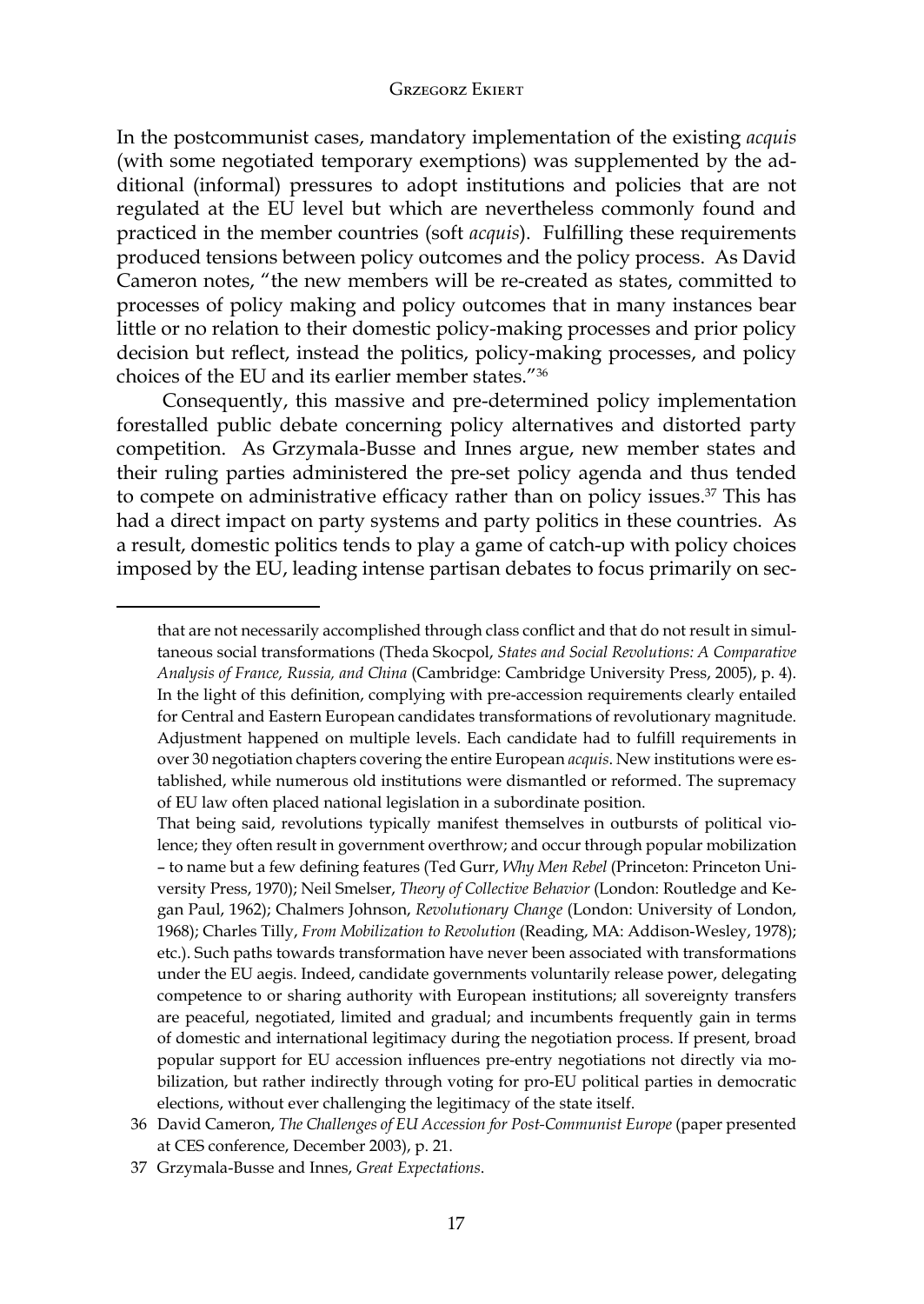In the postcommunist cases, mandatory implementation of the existing *acquis* (with some negotiated temporary exemptions) was supplemented by the additional (informal) pressures to adopt institutions and policies that are not regulated at the EU level but which are nevertheless commonly found and practiced in the member countries (soft *acquis*). Fulfilling these requirements produced tensions between policy outcomes and the policy process. As David Cameron notes, "the new members will be re-created as states, committed to processes of policy making and policy outcomes that in many instances bear little or no relation to their domestic policy-making processes and prior policy decision but reflect, instead the politics, policy-making processes, and policy choices of the EU and its earlier member states."[36]

Consequently, this massive and pre-determined policy implementation forestalled public debate concerning policy alternatives and distorted party competition. As Grzymala-Busse and Innes argue, new member states and their ruling parties administered the pre-set policy agenda and thus tended to compete on administrative efficacy rather than on policy issues.[37] This has had a direct impact on party systems and party politics in these countries. As a result, domestic politics tends to play a game of catch-up with policy choices imposed by the EU, leading intense partisan debates to focus primarily on sec-

---

that are not necessarily accomplished through class conflict and that do not result in simultaneous social transformations (Theda Skocpol, *States and Social Revolutions: A Comparative Analysis of France, Russia, and China* (Cambridge: Cambridge University Press, 2005), p. 4). In the light of this definition, complying with pre-accession requirements clearly entailed for Central and Eastern European candidates transformations of revolutionary magnitude. Adjustment happened on multiple levels. Each candidate had to fulfill requirements in over 30 negotiation chapters covering the entire European *acquis*. New institutions were established, while numerous old institutions were dismantled or reformed. The supremacy of EU law often placed national legislation in a subordinate position.

That being said, revolutions typically manifest themselves in outbursts of political violence; they often result in government overthrow; and occur through popular mobilization – to name but a few defining features (Ted Gurr, *Why Men Rebel* (Princeton: Princeton University Press, 1970); Neil Smelser, *Theory of Collective Behavior* (London: Routledge and Kegan Paul, 1962); Chalmers Johnson, *Revolutionary Change* (London: University of London, 1968); Charles Tilly, *From Mobilization to Revolution* (Reading, MA: Addison-Wesley, 1978); etc.). Such paths towards transformation have never been associated with transformations under the EU aegis. Indeed, candidate governments voluntarily release power, delegating competence to or sharing authority with European institutions; all sovereignty transfers are peaceful, negotiated, limited and gradual; and incumbents frequently gain in terms of domestic and international legitimacy during the negotiation process. If present, broad popular support for EU accession influences pre-entry negotiations not directly via mobilization, but rather indirectly through voting for pro-EU political parties in democratic elections, without ever challenging the legitimacy of the state itself.

36 David Cameron, *The Challenges of EU Accession for Post-Communist Europe* (paper presented at CES conference, December 2003), p. 21.

37 Grzymala-Busse and Innes, *Great Expectations*.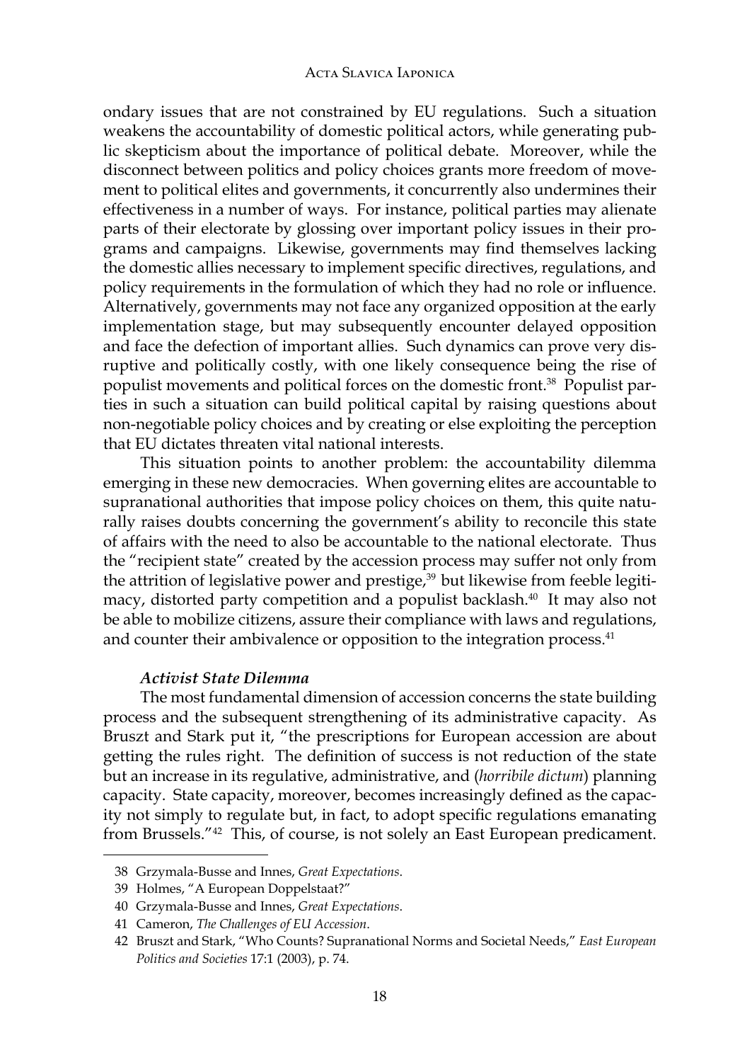ondary issues that are not constrained by EU regulations. Such a situation weakens the accountability of domestic political actors, while generating public skepticism about the importance of political debate. Moreover, while the disconnect between politics and policy choices grants more freedom of movement to political elites and governments, it concurrently also undermines their effectiveness in a number of ways. For instance, political parties may alienate parts of their electorate by glossing over important policy issues in their programs and campaigns. Likewise, governments may find themselves lacking the domestic allies necessary to implement specific directives, regulations, and policy requirements in the formulation of which they had no role or influence. Alternatively, governments may not face any organized opposition at the early implementation stage, but may subsequently encounter delayed opposition and face the defection of important allies. Such dynamics can prove very disruptive and politically costly, with one likely consequence being the rise of populist movements and political forces on the domestic front.[38] Populist parties in such a situation can build political capital by raising questions about non-negotiable policy choices and by creating or else exploiting the perception that EU dictates threaten vital national interests.

This situation points to another problem: the accountability dilemma emerging in these new democracies. When governing elites are accountable to supranational authorities that impose policy choices on them, this quite naturally raises doubts concerning the government's ability to reconcile this state of affairs with the need to also be accountable to the national electorate. Thus the "recipient state" created by the accession process may suffer not only from the attrition of legislative power and prestige,[39] but likewise from feeble legitimacy, distorted party competition and a populist backlash.[40] It may also not be able to mobilize citizens, assure their compliance with laws and regulations, and counter their ambivalence or opposition to the integration process.[41]

***Activist State Dilemma***

The most fundamental dimension of accession concerns the state building process and the subsequent strengthening of its administrative capacity. As Bruszt and Stark put it, "the prescriptions for European accession are about getting the rules right. The definition of success is not reduction of the state but an increase in its regulative, administrative, and (*horribile dictum*) planning capacity. State capacity, moreover, becomes increasingly defined as the capacity not simply to regulate but, in fact, to adopt specific regulations emanating from Brussels."[42] This, of course, is not solely an East European predicament.

---

38 Grzymala-Busse and Innes, *Great Expectations*.

39 Holmes, "A European Doppelstaat?"

40 Grzymala-Busse and Innes, *Great Expectations*.

41 Cameron, *The Challenges of EU Accession*.

42 Bruszt and Stark, "Who Counts? Supranational Norms and Societal Needs," *East European Politics and Societies* 17:1 (2003), p. 74.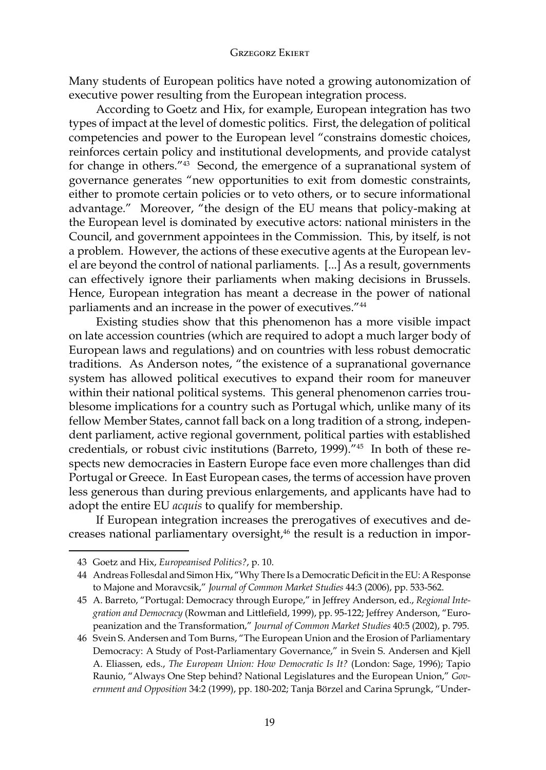Many students of European politics have noted a growing autonomization of executive power resulting from the European integration process.

According to Goetz and Hix, for example, European integration has two types of impact at the level of domestic politics. First, the delegation of political competencies and power to the European level "constrains domestic choices, reinforces certain policy and institutional developments, and provide catalyst for change in others."[43] Second, the emergence of a supranational system of governance generates "new opportunities to exit from domestic constraints, either to promote certain policies or to veto others, or to secure informational advantage." Moreover, "the design of the EU means that policy-making at the European level is dominated by executive actors: national ministers in the Council, and government appointees in the Commission. This, by itself, is not a problem. However, the actions of these executive agents at the European level are beyond the control of national parliaments. [...] As a result, governments can effectively ignore their parliaments when making decisions in Brussels. Hence, European integration has meant a decrease in the power of national parliaments and an increase in the power of executives."[44]

Existing studies show that this phenomenon has a more visible impact on late accession countries (which are required to adopt a much larger body of European laws and regulations) and on countries with less robust democratic traditions. As Anderson notes, "the existence of a supranational governance system has allowed political executives to expand their room for maneuver within their national political systems. This general phenomenon carries troublesome implications for a country such as Portugal which, unlike many of its fellow Member States, cannot fall back on a long tradition of a strong, independent parliament, active regional government, political parties with established credentials, or robust civic institutions (Barreto, 1999)."[45] In both of these respects new democracies in Eastern Europe face even more challenges than did Portugal or Greece. In East European cases, the terms of accession have proven less generous than during previous enlargements, and applicants have had to adopt the entire EU *acquis* to qualify for membership.

If European integration increases the prerogatives of executives and decreases national parliamentary oversight,[46] the result is a reduction in impor-

---

43 Goetz and Hix, *Europeanised Politics?*, p. 10.

44 Andreas Follesdal and Simon Hix, "Why There Is a Democratic Deficit in the EU: A Response to Majone and Moravcsik," *Journal of Common Market Studies* 44:3 (2006), pp. 533-562.

45 A. Barreto, "Portugal: Democracy through Europe," in Jeffrey Anderson, ed., *Regional Integration and Democracy* (Rowman and Littlefield, 1999), pp. 95-122; Jeffrey Anderson, "Europeanization and the Transformation," *Journal of Common Market Studies* 40:5 (2002), p. 795.

46 Svein S. Andersen and Tom Burns, "The European Union and the Erosion of Parliamentary Democracy: A Study of Post-Parliamentary Governance," in Svein S. Andersen and Kjell A. Eliassen, eds., *The European Union: How Democratic Is It?* (London: Sage, 1996); Tapio Raunio, "Always One Step behind? National Legislatures and the European Union," *Government and Opposition* 34:2 (1999), pp. 180-202; Tanja Börzel and Carina Sprungk, "Under-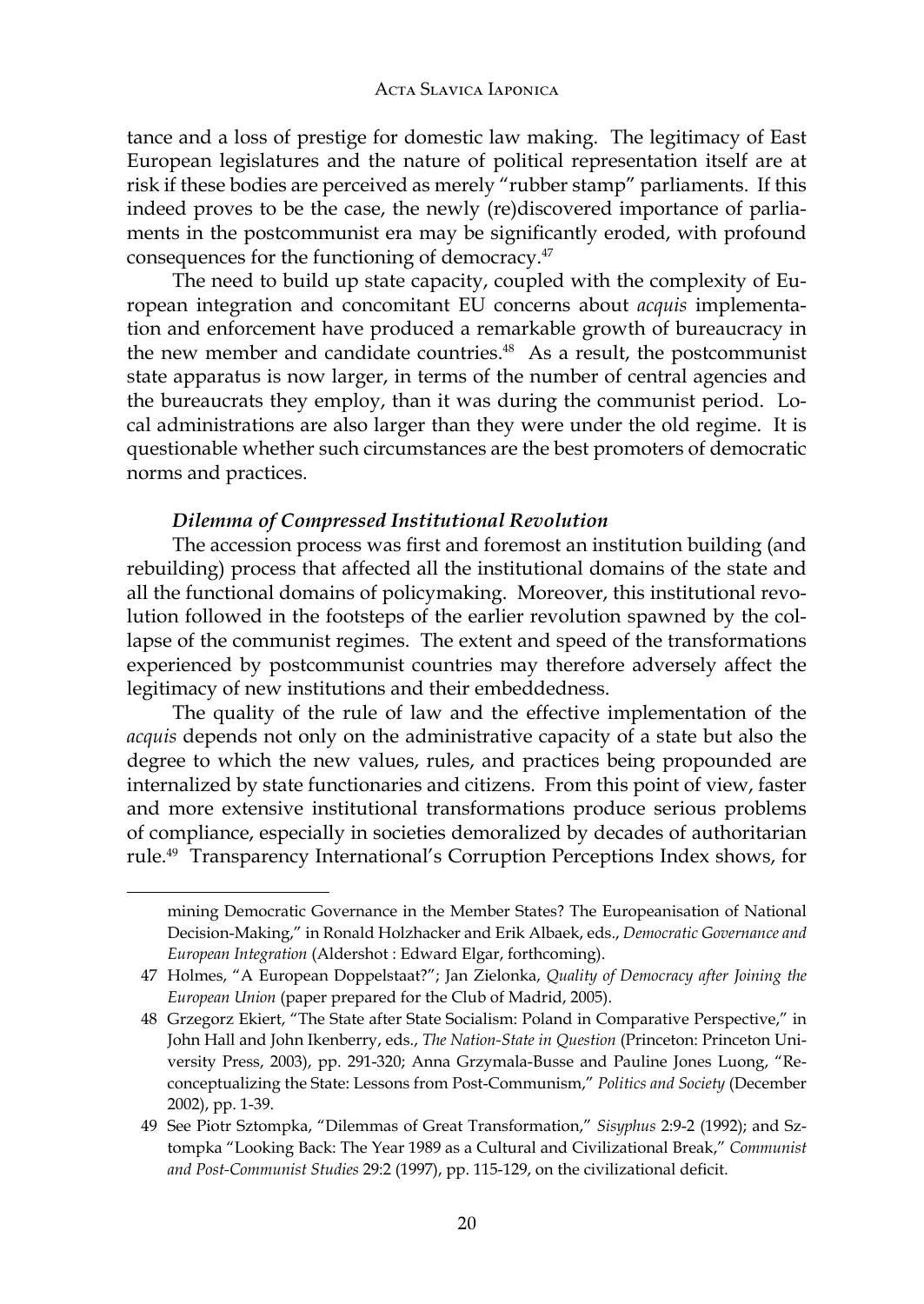tance and a loss of prestige for domestic law making. The legitimacy of East European legislatures and the nature of political representation itself are at risk if these bodies are perceived as merely "rubber stamp" parliaments. If this indeed proves to be the case, the newly (re)discovered importance of parliaments in the postcommunist era may be significantly eroded, with profound consequences for the functioning of democracy.[47]

The need to build up state capacity, coupled with the complexity of European integration and concomitant EU concerns about *acquis* implementation and enforcement have produced a remarkable growth of bureaucracy in the new member and candidate countries.[48] As a result, the postcommunist state apparatus is now larger, in terms of the number of central agencies and the bureaucrats they employ, than it was during the communist period. Local administrations are also larger than they were under the old regime. It is questionable whether such circumstances are the best promoters of democratic norms and practices.

### *Dilemma of Compressed Institutional Revolution*

The accession process was first and foremost an institution building (and rebuilding) process that affected all the institutional domains of the state and all the functional domains of policymaking. Moreover, this institutional revolution followed in the footsteps of the earlier revolution spawned by the collapse of the communist regimes. The extent and speed of the transformations experienced by postcommunist countries may therefore adversely affect the legitimacy of new institutions and their embeddedness.

The quality of the rule of law and the effective implementation of the *acquis* depends not only on the administrative capacity of a state but also the degree to which the new values, rules, and practices being propounded are internalized by state functionaries and citizens. From this point of view, faster and more extensive institutional transformations produce serious problems of compliance, especially in societies demoralized by decades of authoritarian rule.[49] Transparency International's Corruption Perceptions Index shows, for

---

mining Democratic Governance in the Member States? The Europeanisation of National Decision-Making," in Ronald Holzhacker and Erik Albaek, eds., *Democratic Governance and European Integration* (Aldershot : Edward Elgar, forthcoming).

47 Holmes, "A European Doppelstaat?"; Jan Zielonka, *Quality of Democracy after Joining the European Union* (paper prepared for the Club of Madrid, 2005).

48 Grzegorz Ekiert, "The State after State Socialism: Poland in Comparative Perspective," in John Hall and John Ikenberry, eds., *The Nation-State in Question* (Princeton: Princeton University Press, 2003), pp. 291-320; Anna Grzymala-Busse and Pauline Jones Luong, "Reconceptualizing the State: Lessons from Post-Communism," *Politics and Society* (December 2002), pp. 1-39.

49 See Piotr Sztompka, "Dilemmas of Great Transformation," *Sisyphus* 2:9-2 (1992); and Sztompka "Looking Back: The Year 1989 as a Cultural and Civilizational Break," *Communist and Post-Communist Studies* 29:2 (1997), pp. 115-129, on the civilizational deficit.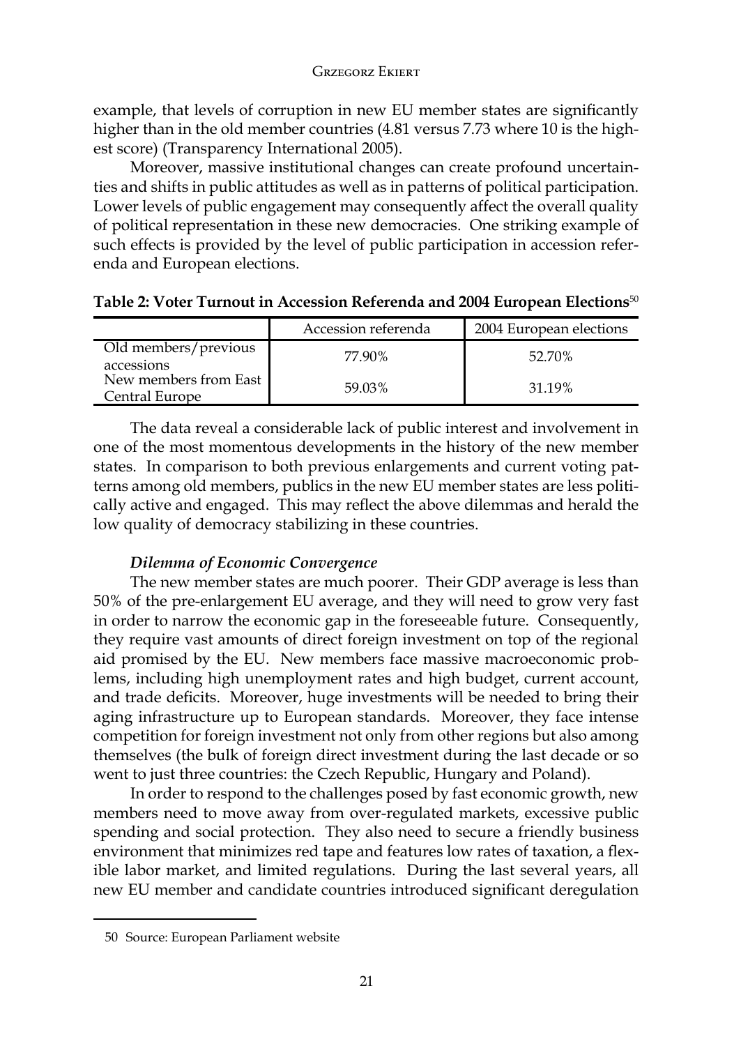example, that levels of corruption in new EU member states are significantly higher than in the old member countries (4.81 versus 7.73 where 10 is the highest score) (Transparency International 2005).

Moreover, massive institutional changes can create profound uncertainties and shifts in public attitudes as well as in patterns of political participation. Lower levels of public engagement may consequently affect the overall quality of political representation in these new democracies. One striking example of such effects is provided by the level of public participation in accession referenda and European elections.

**Table 2: Voter Turnout in Accession Referenda and 2004 European Elections**[50]

| | Accession referenda | 2004 European elections |
|---|---|---|
| Old members/previous accessions | 77.90% | 52.70% |
| New members from East Central Europe | 59.03% | 31.19% |

The data reveal a considerable lack of public interest and involvement in one of the most momentous developments in the history of the new member states. In comparison to both previous enlargements and current voting patterns among old members, publics in the new EU member states are less politically active and engaged. This may reflect the above dilemmas and herald the low quality of democracy stabilizing in these countries.

***Dilemma of Economic Convergence***

The new member states are much poorer. Their GDP average is less than 50% of the pre-enlargement EU average, and they will need to grow very fast in order to narrow the economic gap in the foreseeable future. Consequently, they require vast amounts of direct foreign investment on top of the regional aid promised by the EU. New members face massive macroeconomic problems, including high unemployment rates and high budget, current account, and trade deficits. Moreover, huge investments will be needed to bring their aging infrastructure up to European standards. Moreover, they face intense competition for foreign investment not only from other regions but also among themselves (the bulk of foreign direct investment during the last decade or so went to just three countries: the Czech Republic, Hungary and Poland).

In order to respond to the challenges posed by fast economic growth, new members need to move away from over-regulated markets, excessive public spending and social protection. They also need to secure a friendly business environment that minimizes red tape and features low rates of taxation, a flexible labor market, and limited regulations. During the last several years, all new EU member and candidate countries introduced significant deregulation

50 Source: European Parliament website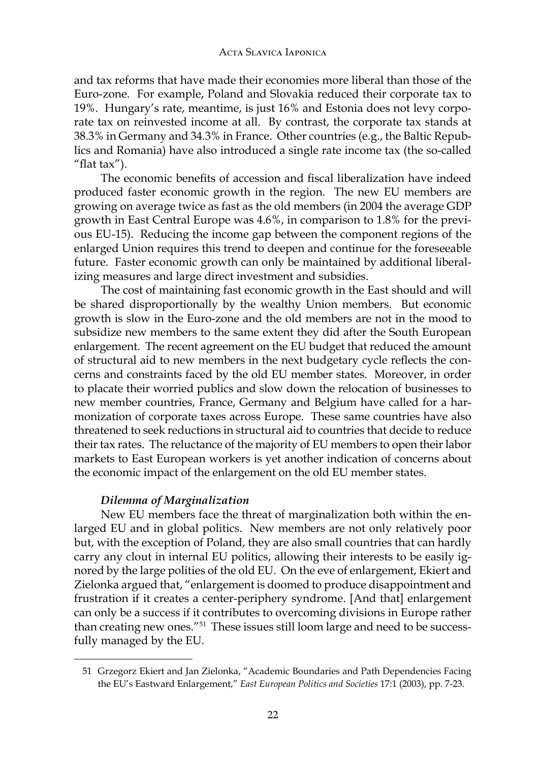and tax reforms that have made their economies more liberal than those of the Euro-zone. For example, Poland and Slovakia reduced their corporate tax to 19%. Hungary's rate, meantime, is just 16% and Estonia does not levy corporate tax on reinvested income at all. By contrast, the corporate tax stands at 38.3% in Germany and 34.3% in France. Other countries (e.g., the Baltic Republics and Romania) have also introduced a single rate income tax (the so-called "flat tax").

The economic benefits of accession and fiscal liberalization have indeed produced faster economic growth in the region. The new EU members are growing on average twice as fast as the old members (in 2004 the average GDP growth in East Central Europe was 4.6%, in comparison to 1.8% for the previous EU-15). Reducing the income gap between the component regions of the enlarged Union requires this trend to deepen and continue for the foreseeable future. Faster economic growth can only be maintained by additional liberalizing measures and large direct investment and subsidies.

The cost of maintaining fast economic growth in the East should and will be shared disproportionally by the wealthy Union members. But economic growth is slow in the Euro-zone and the old members are not in the mood to subsidize new members to the same extent they did after the South European enlargement. The recent agreement on the EU budget that reduced the amount of structural aid to new members in the next budgetary cycle reflects the concerns and constraints faced by the old EU member states. Moreover, in order to placate their worried publics and slow down the relocation of businesses to new member countries, France, Germany and Belgium have called for a harmonization of corporate taxes across Europe. These same countries have also threatened to seek reductions in structural aid to countries that decide to reduce their tax rates. The reluctance of the majority of EU members to open their labor markets to East European workers is yet another indication of concerns about the economic impact of the enlargement on the old EU member states.

### *Dilemma of Marginalization*

New EU members face the threat of marginalization both within the enlarged EU and in global politics. New members are not only relatively poor but, with the exception of Poland, they are also small countries that can hardly carry any clout in internal EU politics, allowing their interests to be easily ignored by the large polities of the old EU. On the eve of enlargement, Ekiert and Zielonka argued that, "enlargement is doomed to produce disappointment and frustration if it creates a center-periphery syndrome. [And that] enlargement can only be a success if it contributes to overcoming divisions in Europe rather than creating new ones."[51] These issues still loom large and need to be successfully managed by the EU.

---

51 Grzegorz Ekiert and Jan Zielonka, "Academic Boundaries and Path Dependencies Facing the EU's Eastward Enlargement," *East European Politics and Societies* 17:1 (2003), pp. 7-23.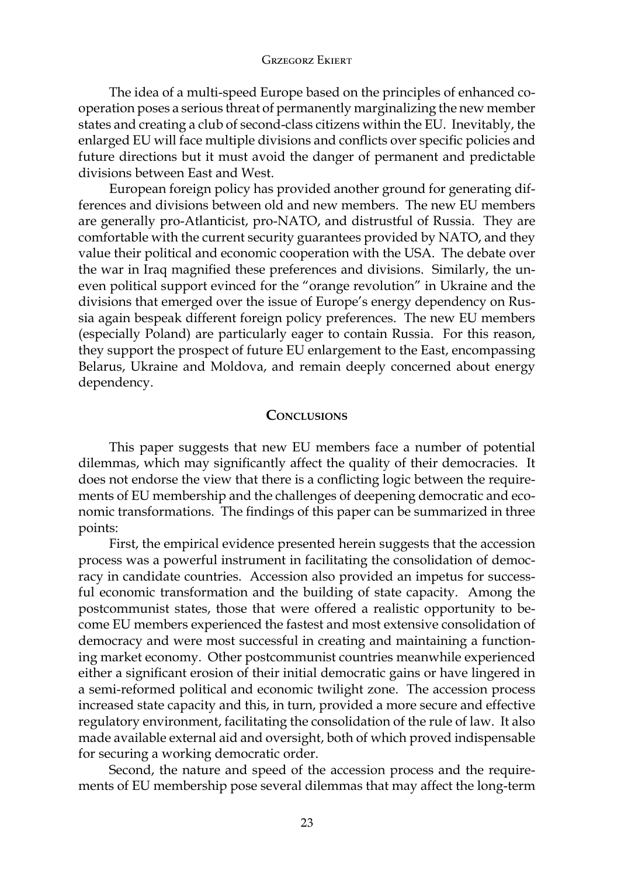The idea of a multi-speed Europe based on the principles of enhanced cooperation poses a serious threat of permanently marginalizing the new member states and creating a club of second-class citizens within the EU. Inevitably, the enlarged EU will face multiple divisions and conflicts over specific policies and future directions but it must avoid the danger of permanent and predictable divisions between East and West.

European foreign policy has provided another ground for generating differences and divisions between old and new members. The new EU members are generally pro-Atlanticist, pro-NATO, and distrustful of Russia. They are comfortable with the current security guarantees provided by NATO, and they value their political and economic cooperation with the USA. The debate over the war in Iraq magnified these preferences and divisions. Similarly, the uneven political support evinced for the "orange revolution" in Ukraine and the divisions that emerged over the issue of Europe's energy dependency on Russia again bespeak different foreign policy preferences. The new EU members (especially Poland) are particularly eager to contain Russia. For this reason, they support the prospect of future EU enlargement to the East, encompassing Belarus, Ukraine and Moldova, and remain deeply concerned about energy dependency.

## Conclusions

This paper suggests that new EU members face a number of potential dilemmas, which may significantly affect the quality of their democracies. It does not endorse the view that there is a conflicting logic between the requirements of EU membership and the challenges of deepening democratic and economic transformations. The findings of this paper can be summarized in three points:

First, the empirical evidence presented herein suggests that the accession process was a powerful instrument in facilitating the consolidation of democracy in candidate countries. Accession also provided an impetus for successful economic transformation and the building of state capacity. Among the postcommunist states, those that were offered a realistic opportunity to become EU members experienced the fastest and most extensive consolidation of democracy and were most successful in creating and maintaining a functioning market economy. Other postcommunist countries meanwhile experienced either a significant erosion of their initial democratic gains or have lingered in a semi-reformed political and economic twilight zone. The accession process increased state capacity and this, in turn, provided a more secure and effective regulatory environment, facilitating the consolidation of the rule of law. It also made available external aid and oversight, both of which proved indispensable for securing a working democratic order.

Second, the nature and speed of the accession process and the requirements of EU membership pose several dilemmas that may affect the long-term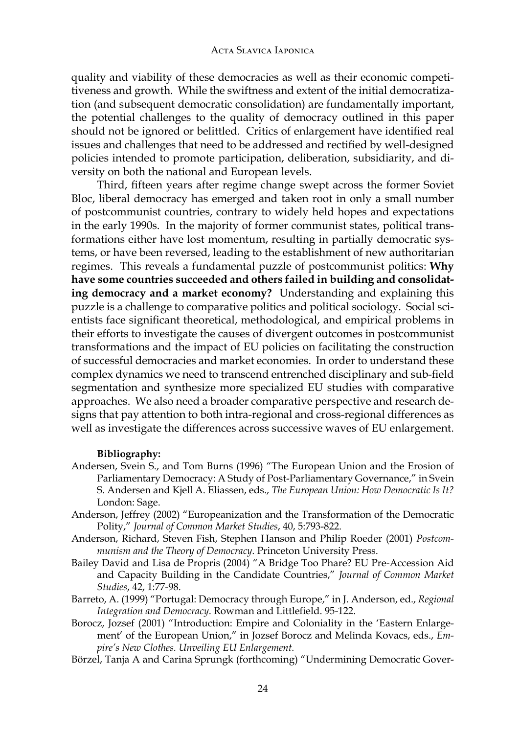quality and viability of these democracies as well as their economic competitiveness and growth. While the swiftness and extent of the initial democratization (and subsequent democratic consolidation) are fundamentally important, the potential challenges to the quality of democracy outlined in this paper should not be ignored or belittled. Critics of enlargement have identified real issues and challenges that need to be addressed and rectified by well-designed policies intended to promote participation, deliberation, subsidiarity, and diversity on both the national and European levels.

Third, fifteen years after regime change swept across the former Soviet Bloc, liberal democracy has emerged and taken root in only a small number of postcommunist countries, contrary to widely held hopes and expectations in the early 1990s. In the majority of former communist states, political transformations either have lost momentum, resulting in partially democratic systems, or have been reversed, leading to the establishment of new authoritarian regimes. This reveals a fundamental puzzle of postcommunist politics: **Why have some countries succeeded and others failed in building and consolidating democracy and a market economy?** Understanding and explaining this puzzle is a challenge to comparative politics and political sociology. Social scientists face significant theoretical, methodological, and empirical problems in their efforts to investigate the causes of divergent outcomes in postcommunist transformations and the impact of EU policies on facilitating the construction of successful democracies and market economies. In order to understand these complex dynamics we need to transcend entrenched disciplinary and sub-field segmentation and synthesize more specialized EU studies with comparative approaches. We also need a broader comparative perspective and research designs that pay attention to both intra-regional and cross-regional differences as well as investigate the differences across successive waves of EU enlargement.

**Bibliography:**

Andersen, Svein S., and Tom Burns (1996) "The European Union and the Erosion of Parliamentary Democracy: A Study of Post-Parliamentary Governance," in Svein S. Andersen and Kjell A. Eliassen, eds., *The European Union: How Democratic Is It?* London: Sage.

Anderson, Jeffrey (2002) "Europeanization and the Transformation of the Democratic Polity," *Journal of Common Market Studies*, 40, 5:793-822.

Anderson, Richard, Steven Fish, Stephen Hanson and Philip Roeder (2001) *Postcommunism and the Theory of Democracy*. Princeton University Press.

Bailey David and Lisa de Propris (2004) "A Bridge Too Phare? EU Pre-Accession Aid and Capacity Building in the Candidate Countries," *Journal of Common Market Studies*, 42, 1:77-98.

Barreto, A. (1999) "Portugal: Democracy through Europe," in J. Anderson, ed., *Regional Integration and Democracy*. Rowman and Littlefield. 95-122.

Borocz, Jozsef (2001) "Introduction: Empire and Coloniality in the 'Eastern Enlargement' of the European Union," in Jozsef Borocz and Melinda Kovacs, eds., *Empire's New Clothes. Unveiling EU Enlargement.*

Börzel, Tanja A and Carina Sprungk (forthcoming) "Undermining Democratic Gover-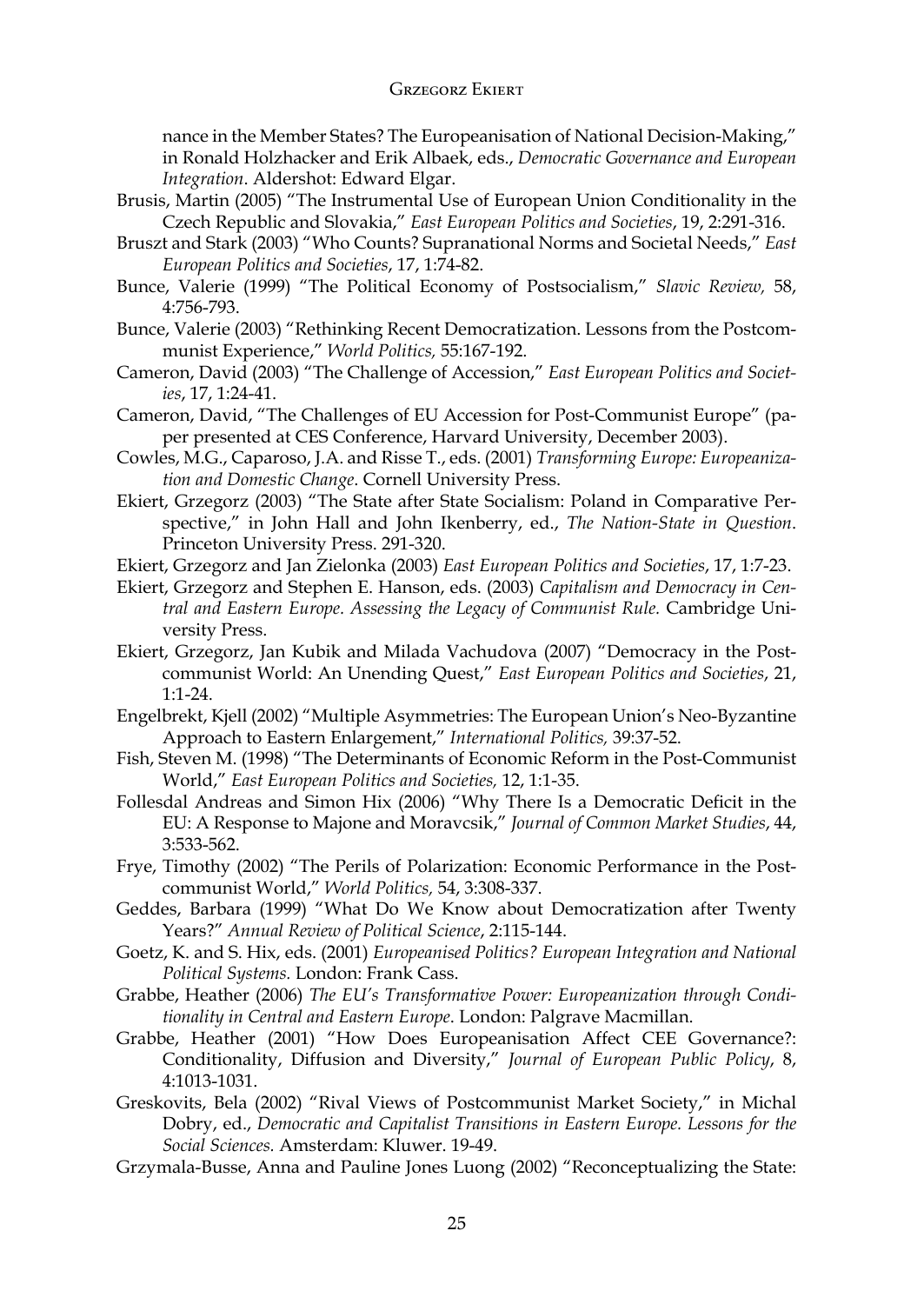nance in the Member States? The Europeanisation of National Decision-Making," in Ronald Holzhacker and Erik Albaek, eds., *Democratic Governance and European Integration*. Aldershot: Edward Elgar.

Brusis, Martin (2005) "The Instrumental Use of European Union Conditionality in the Czech Republic and Slovakia," *East European Politics and Societies*, 19, 2:291-316.

Bruszt and Stark (2003) "Who Counts? Supranational Norms and Societal Needs," *East European Politics and Societies*, 17, 1:74-82.

Bunce, Valerie (1999) "The Political Economy of Postsocialism," *Slavic Review,* 58, 4:756-793.

Bunce, Valerie (2003) "Rethinking Recent Democratization. Lessons from the Postcommunist Experience," *World Politics,* 55:167-192.

Cameron, David (2003) "The Challenge of Accession," *East European Politics and Societies*, 17, 1:24-41.

Cameron, David, "The Challenges of EU Accession for Post-Communist Europe" (paper presented at CES Conference, Harvard University, December 2003).

Cowles, M.G., Caparoso, J.A. and Risse T., eds. (2001) *Transforming Europe: Europeanization and Domestic Change*. Cornell University Press.

Ekiert, Grzegorz (2003) "The State after State Socialism: Poland in Comparative Perspective," in John Hall and John Ikenberry, ed., *The Nation-State in Question*. Princeton University Press. 291-320.

Ekiert, Grzegorz and Jan Zielonka (2003) *East European Politics and Societies*, 17, 1:7-23.

Ekiert, Grzegorz and Stephen E. Hanson, eds. (2003) *Capitalism and Democracy in Central and Eastern Europe. Assessing the Legacy of Communist Rule.* Cambridge University Press.

Ekiert, Grzegorz, Jan Kubik and Milada Vachudova (2007) "Democracy in the Postcommunist World: An Unending Quest," *East European Politics and Societies*, 21, 1:1-24.

Engelbrekt, Kjell (2002) "Multiple Asymmetries: The European Union's Neo-Byzantine Approach to Eastern Enlargement," *International Politics,* 39:37-52.

Fish, Steven M. (1998) "The Determinants of Economic Reform in the Post-Communist World," *East European Politics and Societies,* 12, 1:1-35.

Follesdal Andreas and Simon Hix (2006) "Why There Is a Democratic Deficit in the EU: A Response to Majone and Moravcsik," *Journal of Common Market Studies*, 44, 3:533-562.

Frye, Timothy (2002) "The Perils of Polarization: Economic Performance in the Postcommunist World," *World Politics,* 54, 3:308-337.

Geddes, Barbara (1999) "What Do We Know about Democratization after Twenty Years?" *Annual Review of Political Science*, 2:115-144.

Goetz, K. and S. Hix, eds. (2001) *Europeanised Politics? European Integration and National Political Systems.* London: Frank Cass.

Grabbe, Heather (2006) *The EU's Transformative Power: Europeanization through Conditionality in Central and Eastern Europe*. London: Palgrave Macmillan.

Grabbe, Heather (2001) "How Does Europeanisation Affect CEE Governance?: Conditionality, Diffusion and Diversity," *Journal of European Public Policy*, 8, 4:1013-1031.

Greskovits, Bela (2002) "Rival Views of Postcommunist Market Society," in Michal Dobry, ed., *Democratic and Capitalist Transitions in Eastern Europe. Lessons for the Social Sciences.* Amsterdam: Kluwer. 19-49.

Grzymala-Busse, Anna and Pauline Jones Luong (2002) "Reconceptualizing the State: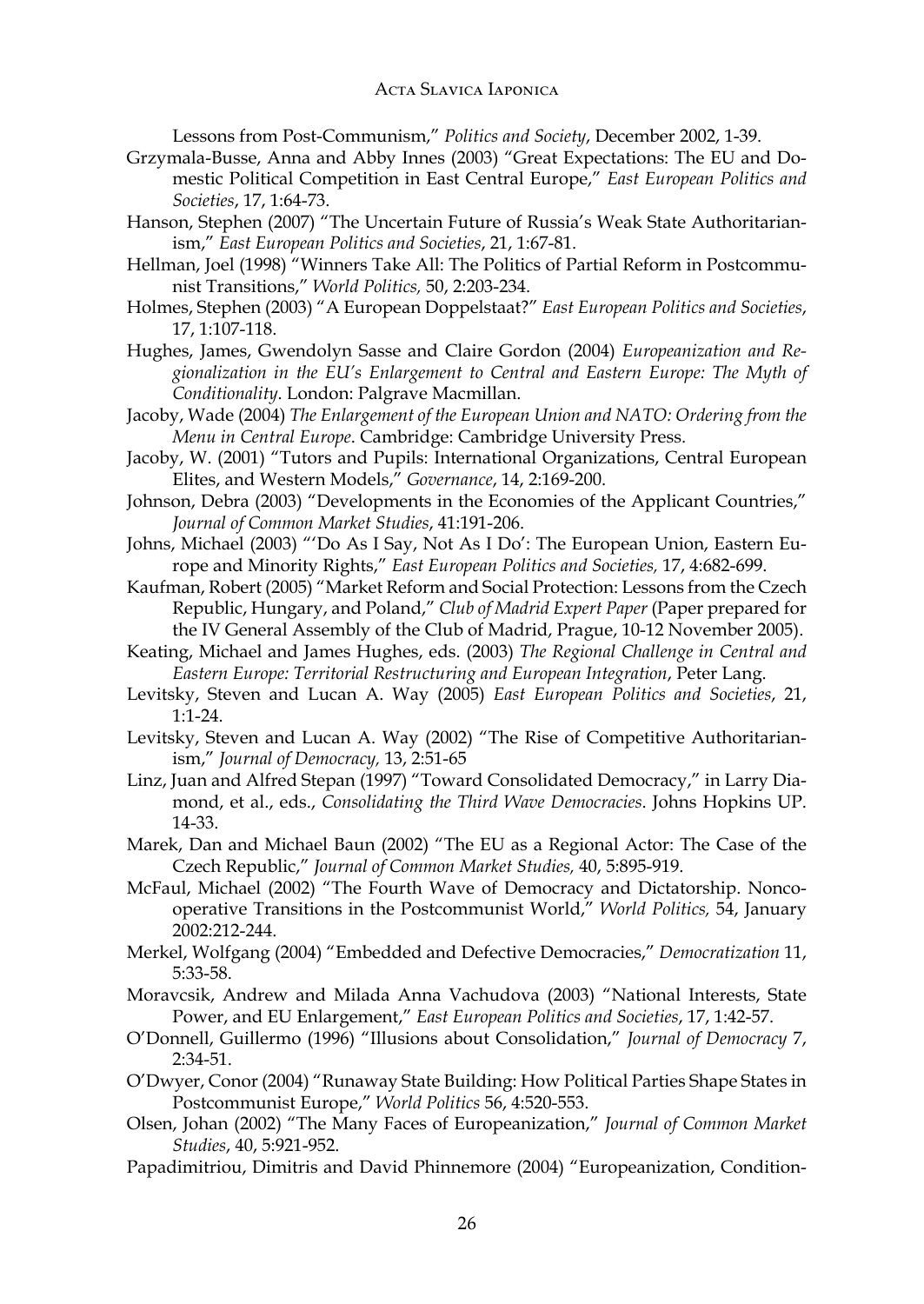Lessons from Post-Communism," *Politics and Society*, December 2002, 1-39.

Grzymala-Busse, Anna and Abby Innes (2003) "Great Expectations: The EU and Domestic Political Competition in East Central Europe," *East European Politics and Societies*, 17, 1:64-73.

Hanson, Stephen (2007) "The Uncertain Future of Russia's Weak State Authoritarianism," *East European Politics and Societies*, 21, 1:67-81.

Hellman, Joel (1998) "Winners Take All: The Politics of Partial Reform in Postcommunist Transitions," *World Politics,* 50, 2:203-234.

Holmes, Stephen (2003) "A European Doppelstaat?" *East European Politics and Societies*, 17, 1:107-118.

Hughes, James, Gwendolyn Sasse and Claire Gordon (2004) *Europeanization and Regionalization in the EU's Enlargement to Central and Eastern Europe: The Myth of Conditionality*. London: Palgrave Macmillan.

Jacoby, Wade (2004) *The Enlargement of the European Union and NATO: Ordering from the Menu in Central Europe*. Cambridge: Cambridge University Press.

Jacoby, W. (2001) "Tutors and Pupils: International Organizations, Central European Elites, and Western Models," *Governance*, 14, 2:169-200.

Johnson, Debra (2003) "Developments in the Economies of the Applicant Countries," *Journal of Common Market Studies*, 41:191-206.

Johns, Michael (2003) "'Do As I Say, Not As I Do': The European Union, Eastern Europe and Minority Rights," *East European Politics and Societies,* 17, 4:682-699.

Kaufman, Robert (2005) "Market Reform and Social Protection: Lessons from the Czech Republic, Hungary, and Poland," *Club of Madrid Expert Paper* (Paper prepared for the IV General Assembly of the Club of Madrid, Prague, 10-12 November 2005).

Keating, Michael and James Hughes, eds. (2003) *The Regional Challenge in Central and Eastern Europe: Territorial Restructuring and European Integration*, Peter Lang.

Levitsky, Steven and Lucan A. Way (2005) *East European Politics and Societies*, 21, 1:1-24.

Levitsky, Steven and Lucan A. Way (2002) "The Rise of Competitive Authoritarianism," *Journal of Democracy,* 13, 2:51-65

Linz, Juan and Alfred Stepan (1997) "Toward Consolidated Democracy," in Larry Diamond, et al., eds., *Consolidating the Third Wave Democracies*. Johns Hopkins UP. 14-33.

Marek, Dan and Michael Baun (2002) "The EU as a Regional Actor: The Case of the Czech Republic," *Journal of Common Market Studies,* 40, 5:895-919.

McFaul, Michael (2002) "The Fourth Wave of Democracy and Dictatorship. Noncooperative Transitions in the Postcommunist World," *World Politics,* 54, January 2002:212-244.

Merkel, Wolfgang (2004) "Embedded and Defective Democracies," *Democratization* 11, 5:33-58.

Moravcsik, Andrew and Milada Anna Vachudova (2003) "National Interests, State Power, and EU Enlargement," *East European Politics and Societies*, 17, 1:42-57.

O'Donnell, Guillermo (1996) "Illusions about Consolidation," *Journal of Democracy* 7, 2:34-51.

O'Dwyer, Conor (2004) "Runaway State Building: How Political Parties Shape States in Postcommunist Europe," *World Politics* 56, 4:520-553.

Olsen, Johan (2002) "The Many Faces of Europeanization," *Journal of Common Market Studies*, 40, 5:921-952.

Papadimitriou, Dimitris and David Phinnemore (2004) "Europeanization, Condition-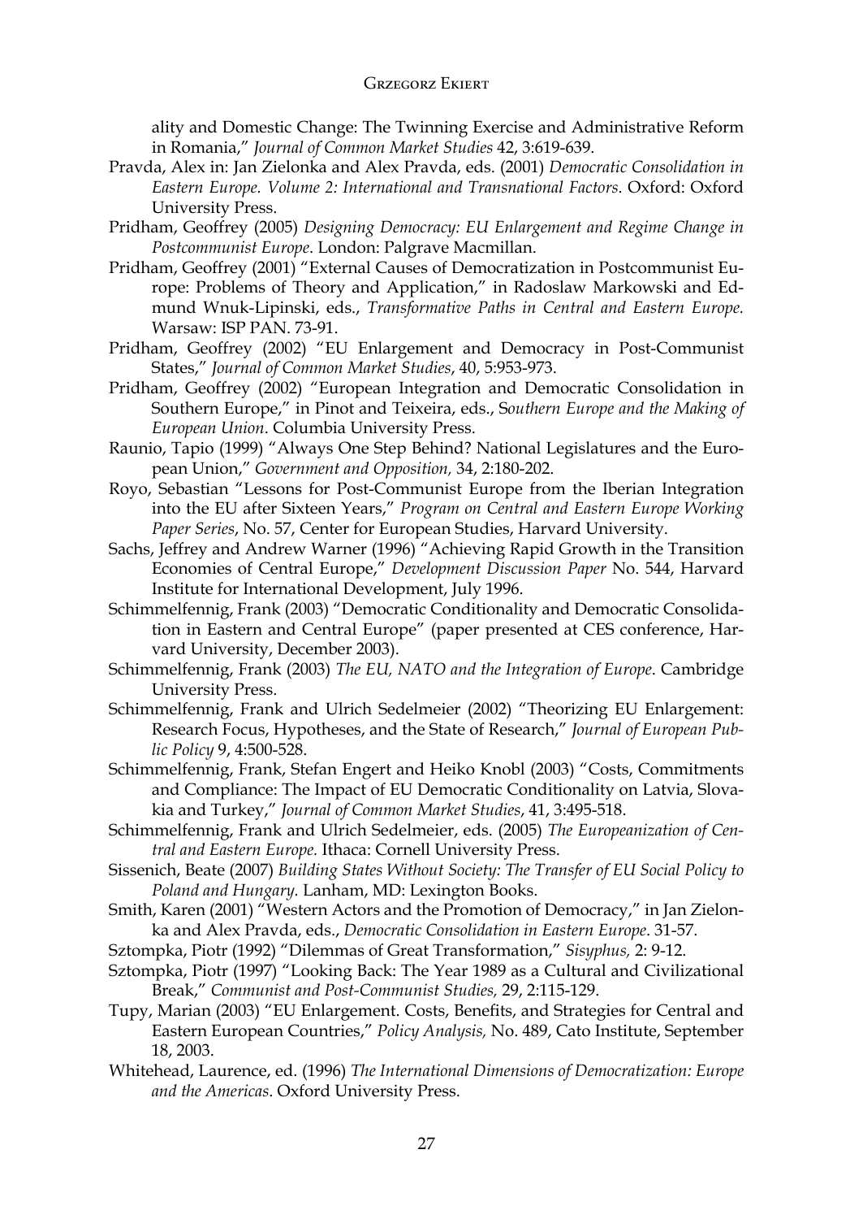ality and Domestic Change: The Twinning Exercise and Administrative Reform in Romania," *Journal of Common Market Studies* 42, 3:619-639.

Pravda, Alex in: Jan Zielonka and Alex Pravda, eds. (2001) *Democratic Consolidation in Eastern Europe. Volume 2: International and Transnational Factors*. Oxford: Oxford University Press.

Pridham, Geoffrey (2005) *Designing Democracy: EU Enlargement and Regime Change in Postcommunist Europe*. London: Palgrave Macmillan.

Pridham, Geoffrey (2001) "External Causes of Democratization in Postcommunist Europe: Problems of Theory and Application," in Radoslaw Markowski and Edmund Wnuk-Lipinski, eds., *Transformative Paths in Central and Eastern Europe.* Warsaw: ISP PAN. 73-91.

Pridham, Geoffrey (2002) "EU Enlargement and Democracy in Post-Communist States," *Journal of Common Market Studies*, 40, 5:953-973.

Pridham, Geoffrey (2002) "European Integration and Democratic Consolidation in Southern Europe," in Pinot and Teixeira, eds., S*outhern Europe and the Making of European Union*. Columbia University Press.

Raunio, Tapio (1999) "Always One Step Behind? National Legislatures and the European Union," *Government and Opposition,* 34, 2:180-202.

Royo, Sebastian "Lessons for Post-Communist Europe from the Iberian Integration into the EU after Sixteen Years," *Program on Central and Eastern Europe Working Paper Series*, No. 57, Center for European Studies, Harvard University.

Sachs, Jeffrey and Andrew Warner (1996) "Achieving Rapid Growth in the Transition Economies of Central Europe," *Development Discussion Paper* No. 544, Harvard Institute for International Development, July 1996.

Schimmelfennig, Frank (2003) "Democratic Conditionality and Democratic Consolidation in Eastern and Central Europe" (paper presented at CES conference, Harvard University, December 2003).

Schimmelfennig, Frank (2003) *The EU, NATO and the Integration of Europe*. Cambridge University Press.

Schimmelfennig, Frank and Ulrich Sedelmeier (2002) "Theorizing EU Enlargement: Research Focus, Hypotheses, and the State of Research," *Journal of European Public Policy* 9, 4:500-528.

Schimmelfennig, Frank, Stefan Engert and Heiko Knobl (2003) "Costs, Commitments and Compliance: The Impact of EU Democratic Conditionality on Latvia, Slovakia and Turkey," *Journal of Common Market Studies*, 41, 3:495-518.

Schimmelfennig, Frank and Ulrich Sedelmeier, eds. (2005) *The Europeanization of Central and Eastern Europe.* Ithaca: Cornell University Press.

Sissenich, Beate (2007) *Building States Without Society: The Transfer of EU Social Policy to Poland and Hungary.* Lanham, MD: Lexington Books.

Smith, Karen (2001) "Western Actors and the Promotion of Democracy," in Jan Zielonka and Alex Pravda, eds., *Democratic Consolidation in Eastern Europe*. 31-57.

Sztompka, Piotr (1992) "Dilemmas of Great Transformation," *Sisyphus,* 2: 9-12.

Sztompka, Piotr (1997) "Looking Back: The Year 1989 as a Cultural and Civilizational Break," *Communist and Post-Communist Studies,* 29, 2:115-129.

Tupy, Marian (2003) "EU Enlargement. Costs, Benefits, and Strategies for Central and Eastern European Countries," *Policy Analysis,* No. 489, Cato Institute, September 18, 2003.

Whitehead, Laurence, ed. (1996) *The International Dimensions of Democratization: Europe and the Americas*. Oxford University Press.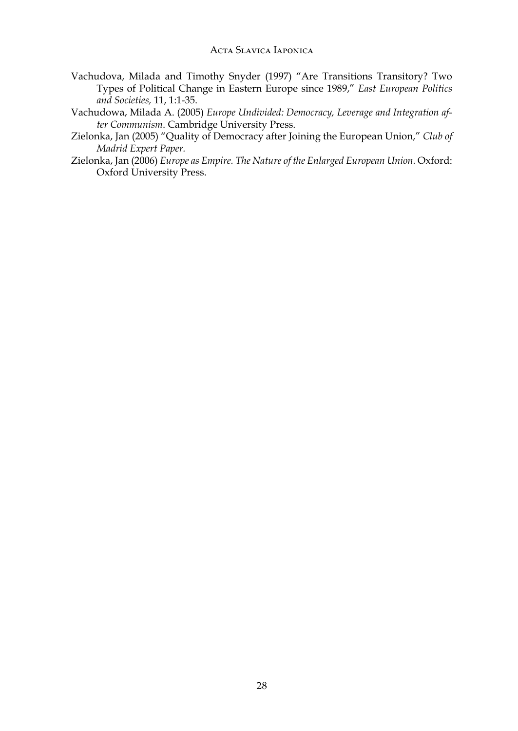Vachudova, Milada and Timothy Snyder (1997) "Are Transitions Transitory? Two Types of Political Change in Eastern Europe since 1989," *East European Politics and Societies,* 11, 1:1-35.

Vachudowa, Milada A. (2005) *Europe Undivided: Democracy, Leverage and Integration after Communism*. Cambridge University Press.

Zielonka, Jan (2005) "Quality of Democracy after Joining the European Union," *Club of Madrid Expert Paper.*

Zielonka, Jan (2006) *Europe as Empire. The Nature of the Enlarged European Union*. Oxford: Oxford University Press.